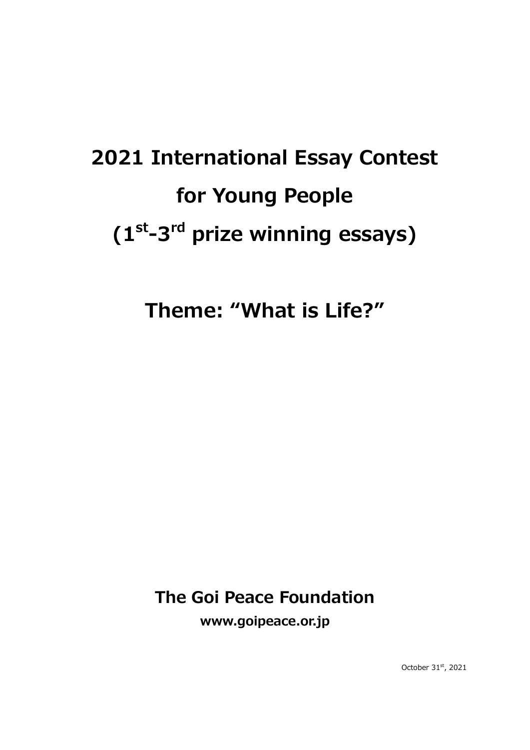# 2021 International Essay Contest for Young People (1st-3rd prize winning essays)

## Theme: "What is Life?"

**The Goi Peace Foundation**

**www.goipeace.or.jp**

October 31st, 2021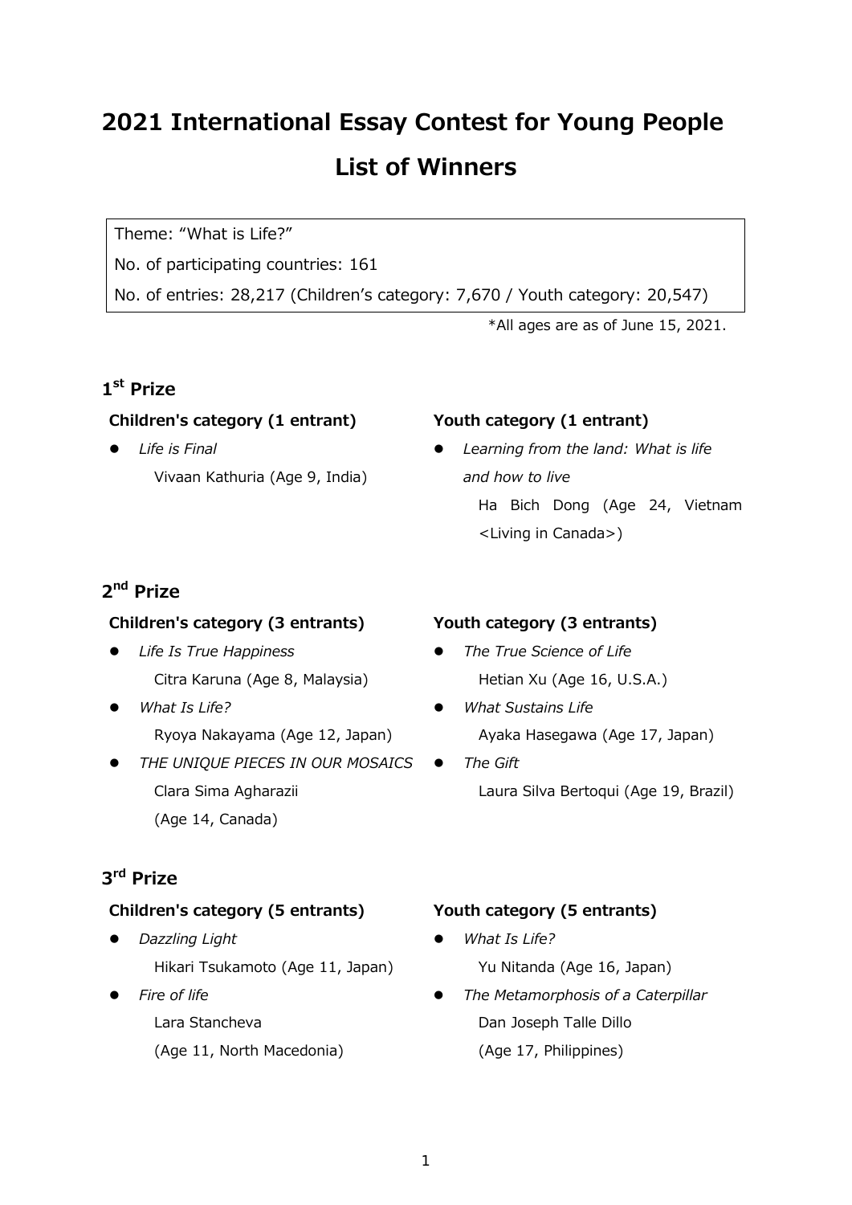# 2021 International Essay Contest for Young People

# List of Winners

Theme: "What is Life?"

No. of participating countries: 161

No. of entries: 28,217 (Children's category: 7,670 / Youth category: 20,547)

*All ages are as of June 15, 2021.

## 1st Prize

### Children's category (1 entrant)

- *Life is Final*
  Vivaan Kathuria (Age 9, India)

### Youth category (1 entrant)

- *Learning from the land: What is life and how to live*
  Ha Bich Dong (Age 24, Vietnam <Living in Canada>)

## 2nd Prize

### Children's category (3 entrants)

- *Life Is True Happiness*
  Citra Karuna (Age 8, Malaysia)
- *What Is Life?*
  Ryoya Nakayama (Age 12, Japan)
- *THE UNIQUE PIECES IN OUR MOSAICS*
  Clara Sima Agharazii
  (Age 14, Canada)

### Youth category (3 entrants)

- *The True Science of Life*
  Hetian Xu (Age 16, U.S.A.)
- *What Sustains Life*
  Ayaka Hasegawa (Age 17, Japan)
- *The Gift*
  Laura Silva Bertoqui (Age 19, Brazil)

## 3rd Prize

### Children's category (5 entrants)

- *Dazzling Light*
  Hikari Tsukamoto (Age 11, Japan)
- *Fire of life*
  Lara Stancheva
  (Age 11, North Macedonia)

### Youth category (5 entrants)

- *What Is Life?*
  Yu Nitanda (Age 16, Japan)
- *The Metamorphosis of a Caterpillar*
  Dan Joseph Talle Dillo
  (Age 17, Philippines)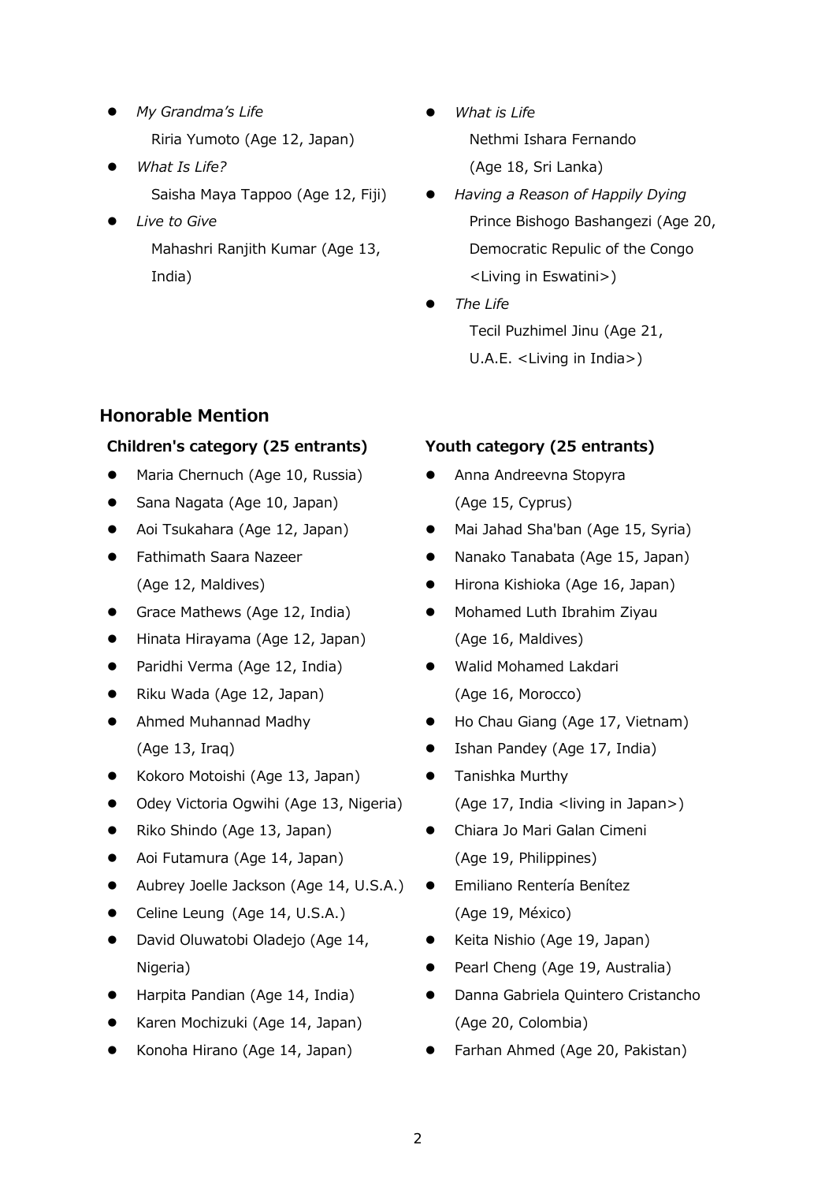- *My Grandma's Life*
  Riria Yumoto (Age 12, Japan)
- *What Is Life?*
  Saisha Maya Tappoo (Age 12, Fiji)
- *Live to Give*
  Mahashri Ranjith Kumar (Age 13, India)
- *What is Life*
  Nethmi Ishara Fernando (Age 18, Sri Lanka)
- *Having a Reason of Happily Dying*
  Prince Bishogo Bashangezi (Age 20, Democratic Repulic of the Congo <Living in Eswatini>)
- *The Life*
  Tecil Puzhimel Jinu (Age 21, U.A.E. <Living in India>)

## Honorable Mention

### Children's category (25 entrants)

- Maria Chernuch (Age 10, Russia)
- Sana Nagata (Age 10, Japan)
- Aoi Tsukahara (Age 12, Japan)
- Fathimath Saara Nazeer (Age 12, Maldives)
- Grace Mathews (Age 12, India)
- Hinata Hirayama (Age 12, Japan)
- Paridhi Verma (Age 12, India)
- Riku Wada (Age 12, Japan)
- Ahmed Muhannad Madhy (Age 13, Iraq)
- Kokoro Motoishi (Age 13, Japan)
- Odey Victoria Ogwihi (Age 13, Nigeria)
- Riko Shindo (Age 13, Japan)
- Aoi Futamura (Age 14, Japan)
- Aubrey Joelle Jackson (Age 14, U.S.A.)
- Celine Leung (Age 14, U.S.A.)
- David Oluwatobi Oladejo (Age 14, Nigeria)
- Harpita Pandian (Age 14, India)
- Karen Mochizuki (Age 14, Japan)
- Konoha Hirano (Age 14, Japan)

### Youth category (25 entrants)

- Anna Andreevna Stopyra (Age 15, Cyprus)
- Mai Jahad Sha'ban (Age 15, Syria)
- Nanako Tanabata (Age 15, Japan)
- Hirona Kishioka (Age 16, Japan)
- Mohamed Luth Ibrahim Ziyau (Age 16, Maldives)
- Walid Mohamed Lakdari (Age 16, Morocco)
- Ho Chau Giang (Age 17, Vietnam)
- Ishan Pandey (Age 17, India)
- Tanishka Murthy (Age 17, India <living in Japan>)
- Chiara Jo Mari Galan Cimeni (Age 19, Philippines)
- Emiliano Rentería Benítez (Age 19, México)
- Keita Nishio (Age 19, Japan)
- Pearl Cheng (Age 19, Australia)
- Danna Gabriela Quintero Cristancho (Age 20, Colombia)
- Farhan Ahmed (Age 20, Pakistan)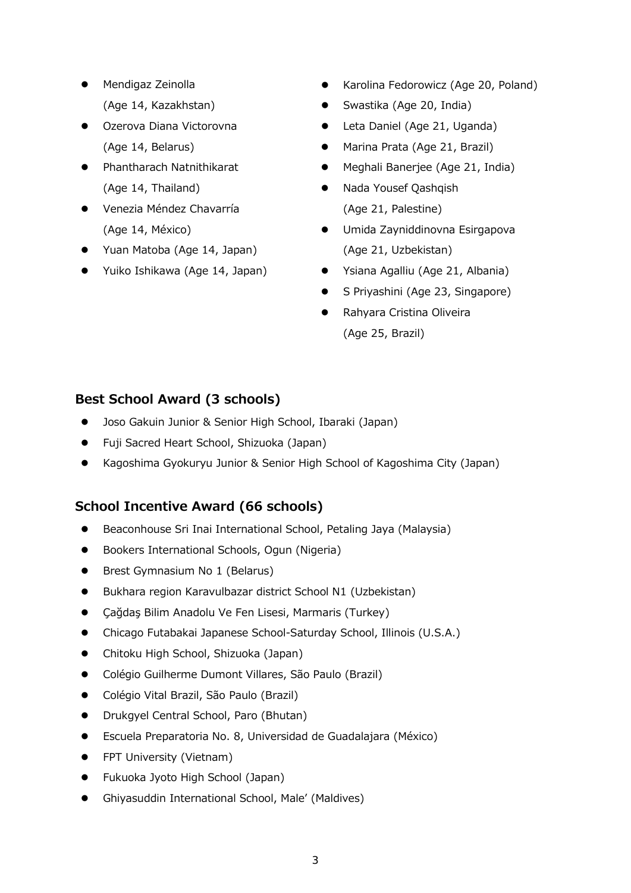- Mendigaz Zeinolla (Age 14, Kazakhstan)
- Ozerova Diana Victorovna (Age 14, Belarus)
- Phantharach Natnithikarat (Age 14, Thailand)
- Venezia Méndez Chavarría (Age 14, México)
- Yuan Matoba (Age 14, Japan)
- Yuiko Ishikawa (Age 14, Japan)
- Karolina Fedorowicz (Age 20, Poland)
- Swastika (Age 20, India)
- Leta Daniel (Age 21, Uganda)
- Marina Prata (Age 21, Brazil)
- Meghali Banerjee (Age 21, India)
- Nada Yousef Qashqish (Age 21, Palestine)
- Umida Zayniddinovna Esirgapova (Age 21, Uzbekistan)
- Ysiana Agalliu (Age 21, Albania)
- S Priyashini (Age 23, Singapore)
- Rahyara Cristina Oliveira (Age 25, Brazil)

## Best School Award (3 schools)

- Joso Gakuin Junior & Senior High School, Ibaraki (Japan)
- Fuji Sacred Heart School, Shizuoka (Japan)
- Kagoshima Gyokuryu Junior & Senior High School of Kagoshima City (Japan)

## School Incentive Award (66 schools)

- Beaconhouse Sri Inai International School, Petaling Jaya (Malaysia)
- Bookers International Schools, Ogun (Nigeria)
- Brest Gymnasium No 1 (Belarus)
- Bukhara region Karavulbazar district School N1 (Uzbekistan)
- Çağdaş Bilim Anadolu Ve Fen Lisesi, Marmaris (Turkey)
- Chicago Futabakai Japanese School-Saturday School, Illinois (U.S.A.)
- Chitoku High School, Shizuoka (Japan)
- Colégio Guilherme Dumont Villares, São Paulo (Brazil)
- Colégio Vital Brazil, São Paulo (Brazil)
- Drukgyel Central School, Paro (Bhutan)
- Escuela Preparatoria No. 8, Universidad de Guadalajara (México)
- FPT University (Vietnam)
- Fukuoka Jyoto High School (Japan)
- Ghiyasuddin International School, Male' (Maldives)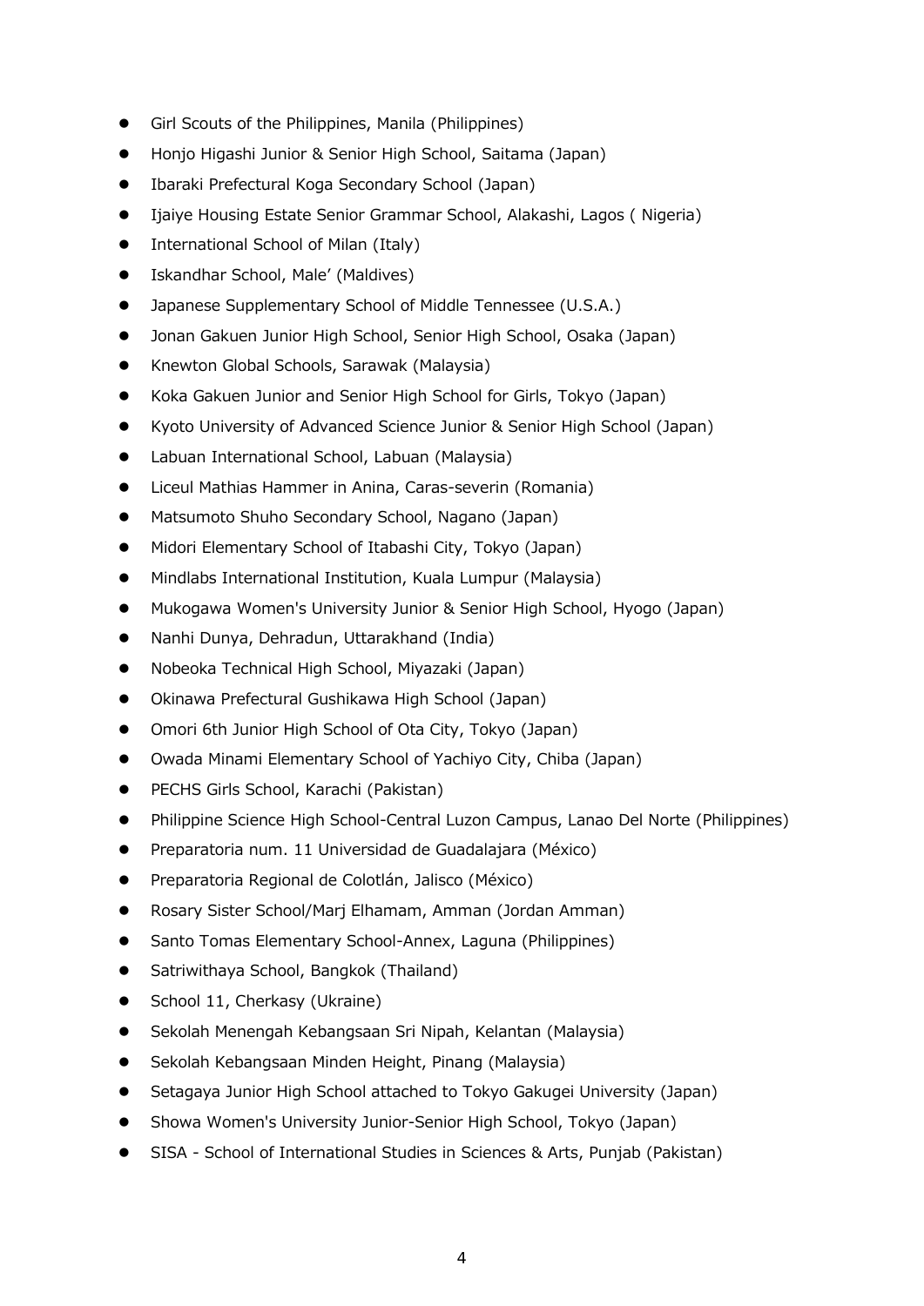- Girl Scouts of the Philippines, Manila (Philippines)
- Honjo Higashi Junior & Senior High School, Saitama (Japan)
- Ibaraki Prefectural Koga Secondary School (Japan)
- Ijaiye Housing Estate Senior Grammar School, Alakashi, Lagos ( Nigeria)
- International School of Milan (Italy)
- Iskandhar School, Male’ (Maldives)
- Japanese Supplementary School of Middle Tennessee (U.S.A.)
- Jonan Gakuen Junior High School, Senior High School, Osaka (Japan)
- Knewton Global Schools, Sarawak (Malaysia)
- Koka Gakuen Junior and Senior High School for Girls, Tokyo (Japan)
- Kyoto University of Advanced Science Junior & Senior High School (Japan)
- Labuan International School, Labuan (Malaysia)
- Liceul Mathias Hammer in Anina, Caras-severin (Romania)
- Matsumoto Shuho Secondary School, Nagano (Japan)
- Midori Elementary School of Itabashi City, Tokyo (Japan)
- Mindlabs International Institution, Kuala Lumpur (Malaysia)
- Mukogawa Women's University Junior & Senior High School, Hyogo (Japan)
- Nanhi Dunya, Dehradun, Uttarakhand (India)
- Nobeoka Technical High School, Miyazaki (Japan)
- Okinawa Prefectural Gushikawa High School (Japan)
- Omori 6th Junior High School of Ota City, Tokyo (Japan)
- Owada Minami Elementary School of Yachiyo City, Chiba (Japan)
- PECHS Girls School, Karachi (Pakistan)
- Philippine Science High School-Central Luzon Campus, Lanao Del Norte (Philippines)
- Preparatoria num. 11 Universidad de Guadalajara (México)
- Preparatoria Regional de Colotlán, Jalisco (México)
- Rosary Sister School/Marj Elhamam, Amman (Jordan Amman)
- Santo Tomas Elementary School-Annex, Laguna (Philippines)
- Satriwithaya School, Bangkok (Thailand)
- School 11, Cherkasy (Ukraine)
- Sekolah Menengah Kebangsaan Sri Nipah, Kelantan (Malaysia)
- Sekolah Kebangsaan Minden Height, Pinang (Malaysia)
- Setagaya Junior High School attached to Tokyo Gakugei University (Japan)
- Showa Women's University Junior-Senior High School, Tokyo (Japan)
- SISA - School of International Studies in Sciences & Arts, Punjab (Pakistan)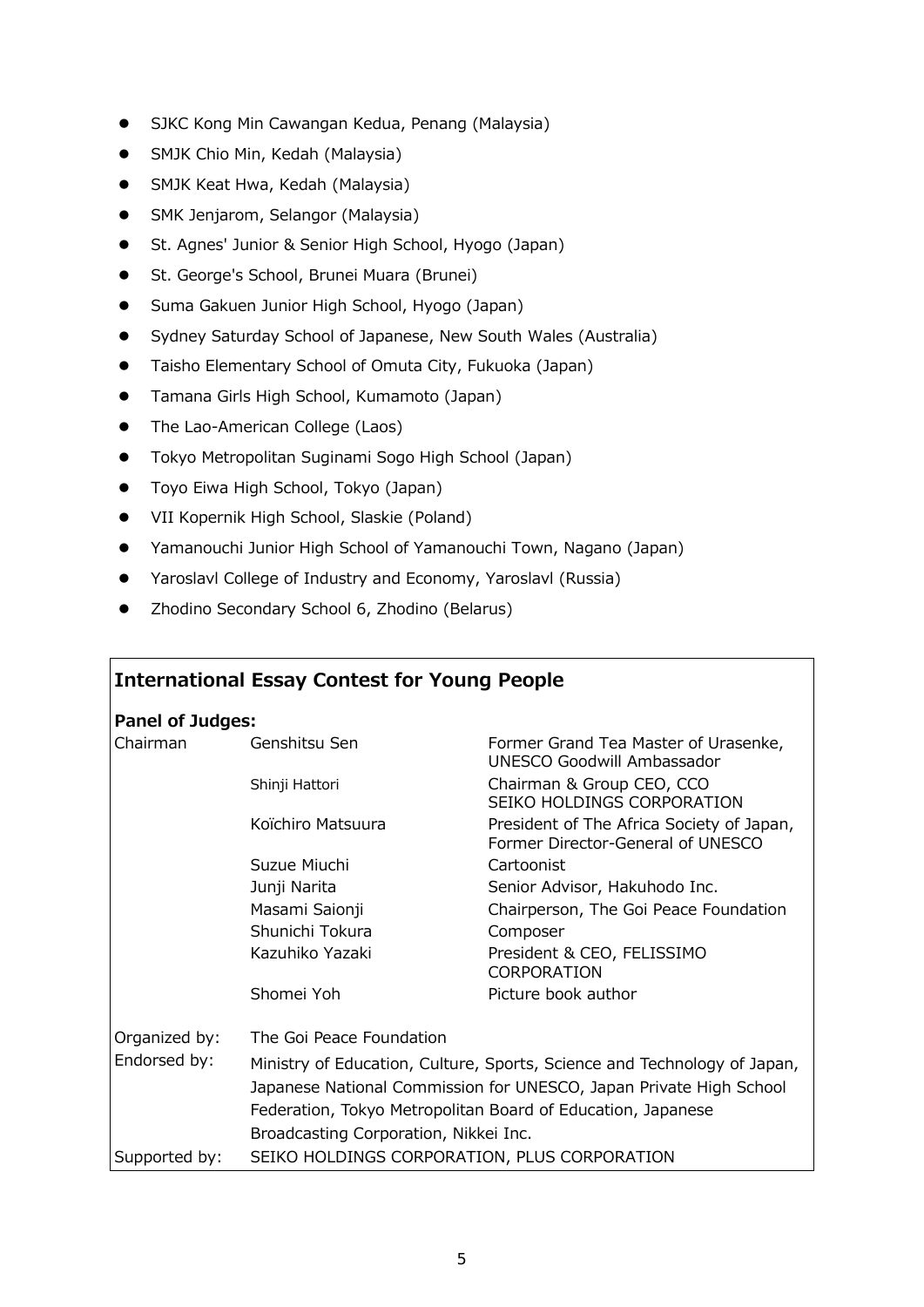- SJKC Kong Min Cawangan Kedua, Penang (Malaysia)
- SMJK Chio Min, Kedah (Malaysia)
- SMJK Keat Hwa, Kedah (Malaysia)
- SMK Jenjarom, Selangor (Malaysia)
- St. Agnes' Junior & Senior High School, Hyogo (Japan)
- St. George's School, Brunei Muara (Brunei)
- Suma Gakuen Junior High School, Hyogo (Japan)
- Sydney Saturday School of Japanese, New South Wales (Australia)
- Taisho Elementary School of Omuta City, Fukuoka (Japan)
- Tamana Girls High School, Kumamoto (Japan)
- The Lao-American College (Laos)
- Tokyo Metropolitan Suginami Sogo High School (Japan)
- Toyo Eiwa High School, Tokyo (Japan)
- VII Kopernik High School, Slaskie (Poland)
- Yamanouchi Junior High School of Yamanouchi Town, Nagano (Japan)
- Yaroslavl College of Industry and Economy, Yaroslavl (Russia)
- Zhodino Secondary School 6, Zhodino (Belarus)

## International Essay Contest for Young People

**Panel of Judges:**

| | | |
|---|---|---|
| Chairman | Genshitsu Sen | Former Grand Tea Master of Urasenke, UNESCO Goodwill Ambassador |
| | Shinji Hattori | Chairman & Group CEO, CCO SEIKO HOLDINGS CORPORATION |
| | Koïchiro Matsuura | President of The Africa Society of Japan, Former Director-General of UNESCO |
| | Suzue Miuchi | Cartoonist |
| | Junji Narita | Senior Advisor, Hakuhodo Inc. |
| | Masami Saionji | Chairperson, The Goi Peace Foundation |
| | Shunichi Tokura | Composer |
| | Kazuhiko Yazaki | President & CEO, FELISSIMO CORPORATION |
| | Shomei Yoh | Picture book author |

Organized by: The Goi Peace Foundation

Endorsed by: Ministry of Education, Culture, Sports, Science and Technology of Japan, Japanese National Commission for UNESCO, Japan Private High School Federation, Tokyo Metropolitan Board of Education, Japanese Broadcasting Corporation, Nikkei Inc.

Supported by: SEIKO HOLDINGS CORPORATION, PLUS CORPORATION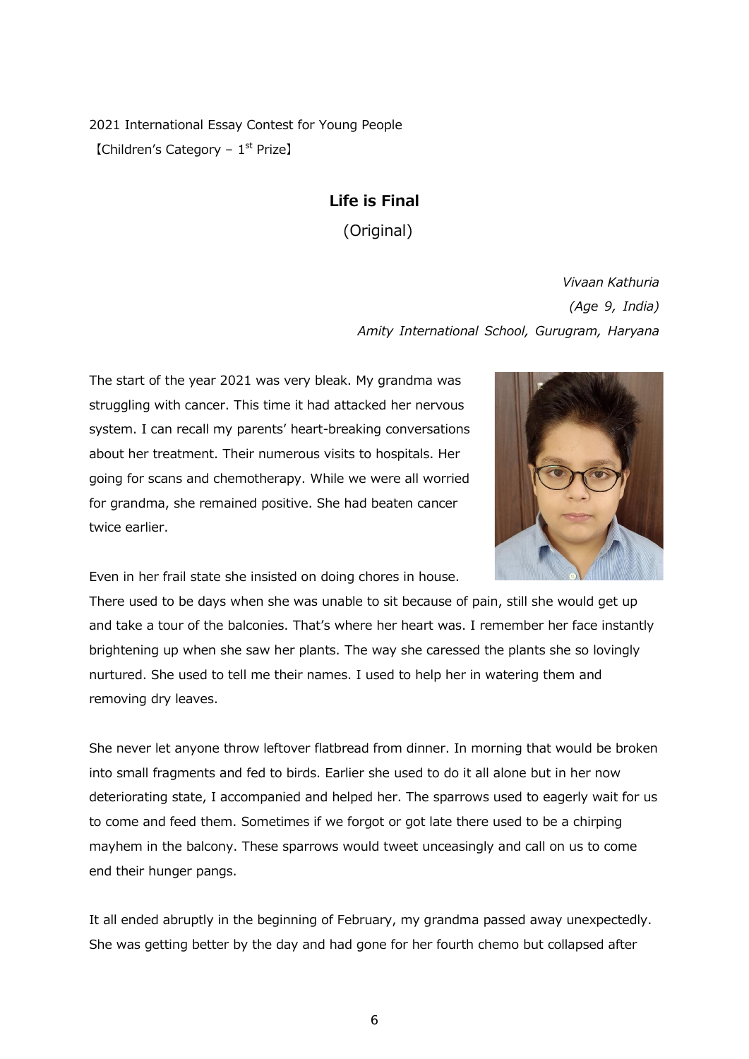2021 International Essay Contest for Young People
【Children's Category – 1st Prize】

# Life is Final

(Original)

*Vivaan Kathuria*
*(Age 9, India)*
*Amity International School, Gurugram, Haryana*

The start of the year 2021 was very bleak. My grandma was struggling with cancer. This time it had attacked her nervous system. I can recall my parents' heart-breaking conversations about her treatment. Their numerous visits to hospitals. Her going for scans and chemotherapy. While we were all worried for grandma, she remained positive. She had beaten cancer twice earlier.

Even in her frail state she insisted on doing chores in house. There used to be days when she was unable to sit because of pain, still she would get up and take a tour of the balconies. That's where her heart was. I remember her face instantly brightening up when she saw her plants. The way she caressed the plants she so lovingly nurtured. She used to tell me their names. I used to help her in watering them and removing dry leaves.

She never let anyone throw leftover flatbread from dinner. In morning that would be broken into small fragments and fed to birds. Earlier she used to do it all alone but in her now deteriorating state, I accompanied and helped her. The sparrows used to eagerly wait for us to come and feed them. Sometimes if we forgot or got late there used to be a chirping mayhem in the balcony. These sparrows would tweet unceasingly and call on us to come end their hunger pangs.

It all ended abruptly in the beginning of February, my grandma passed away unexpectedly. She was getting better by the day and had gone for her fourth chemo but collapsed after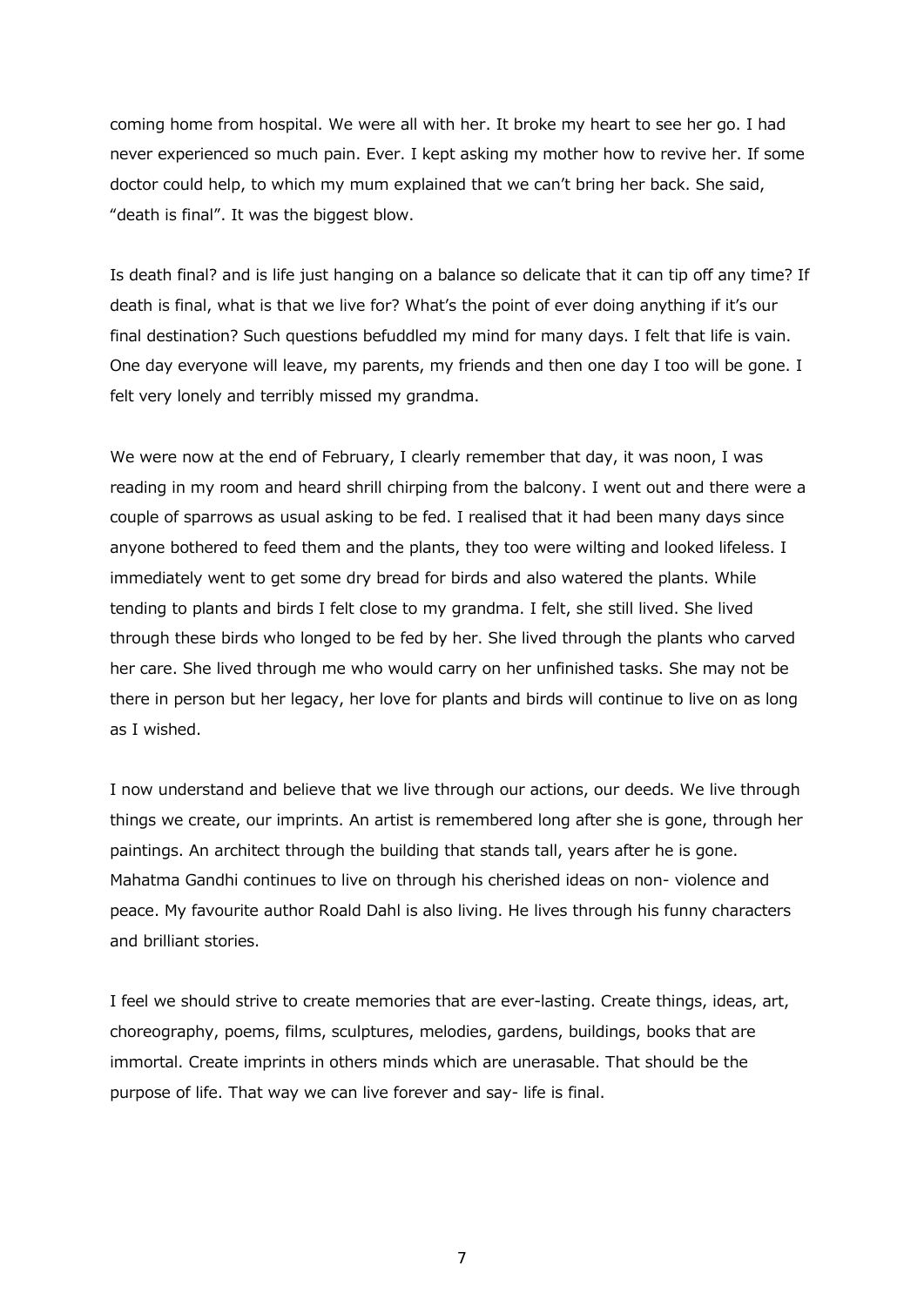coming home from hospital. We were all with her. It broke my heart to see her go. I had never experienced so much pain. Ever. I kept asking my mother how to revive her. If some doctor could help, to which my mum explained that we can't bring her back. She said, "death is final". It was the biggest blow.

Is death final? and is life just hanging on a balance so delicate that it can tip off any time? If death is final, what is that we live for? What's the point of ever doing anything if it's our final destination? Such questions befuddled my mind for many days. I felt that life is vain. One day everyone will leave, my parents, my friends and then one day I too will be gone. I felt very lonely and terribly missed my grandma.

We were now at the end of February, I clearly remember that day, it was noon, I was reading in my room and heard shrill chirping from the balcony. I went out and there were a couple of sparrows as usual asking to be fed. I realised that it had been many days since anyone bothered to feed them and the plants, they too were wilting and looked lifeless. I immediately went to get some dry bread for birds and also watered the plants. While tending to plants and birds I felt close to my grandma. I felt, she still lived. She lived through these birds who longed to be fed by her. She lived through the plants who carved her care. She lived through me who would carry on her unfinished tasks. She may not be there in person but her legacy, her love for plants and birds will continue to live on as long as I wished.

I now understand and believe that we live through our actions, our deeds. We live through things we create, our imprints. An artist is remembered long after she is gone, through her paintings. An architect through the building that stands tall, years after he is gone. Mahatma Gandhi continues to live on through his cherished ideas on non- violence and peace. My favourite author Roald Dahl is also living. He lives through his funny characters and brilliant stories.

I feel we should strive to create memories that are ever-lasting. Create things, ideas, art, choreography, poems, films, sculptures, melodies, gardens, buildings, books that are immortal. Create imprints in others minds which are unerasable. That should be the purpose of life. That way we can live forever and say- life is final.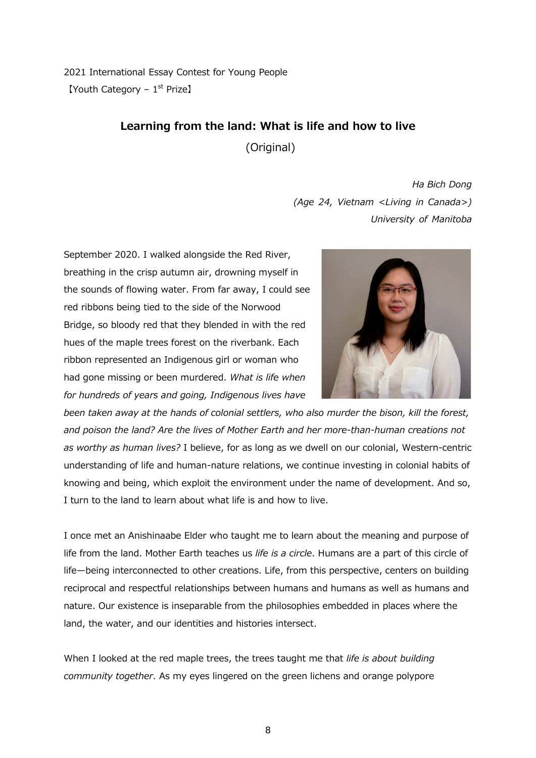2021 International Essay Contest for Young People

【Youth Category – 1st Prize】

## Learning from the land: What is life and how to live

(Original)

*Ha Bich Dong*

*(Age 24, Vietnam <Living in Canada>)*

*University of Manitoba*

September 2020. I walked alongside the Red River, breathing in the crisp autumn air, drowning myself in the sounds of flowing water. From far away, I could see red ribbons being tied to the side of the Norwood Bridge, so bloody red that they blended in with the red hues of the maple trees forest on the riverbank. Each ribbon represented an Indigenous girl or woman who had gone missing or been murdered. *What is life when for hundreds of years and going, Indigenous lives have been taken away at the hands of colonial settlers, who also murder the bison, kill the forest, and poison the land? Are the lives of Mother Earth and her more-than-human creations not as worthy as human lives?* I believe, for as long as we dwell on our colonial, Western-centric understanding of life and human-nature relations, we continue investing in colonial habits of knowing and being, which exploit the environment under the name of development. And so, I turn to the land to learn about what life is and how to live.

I once met an Anishinaabe Elder who taught me to learn about the meaning and purpose of life from the land. Mother Earth teaches us *life is a circle*. Humans are a part of this circle of life—being interconnected to other creations. Life, from this perspective, centers on building reciprocal and respectful relationships between humans and humans as well as humans and nature. Our existence is inseparable from the philosophies embedded in places where the land, the water, and our identities and histories intersect.

When I looked at the red maple trees, the trees taught me that *life is about building community together*. As my eyes lingered on the green lichens and orange polypore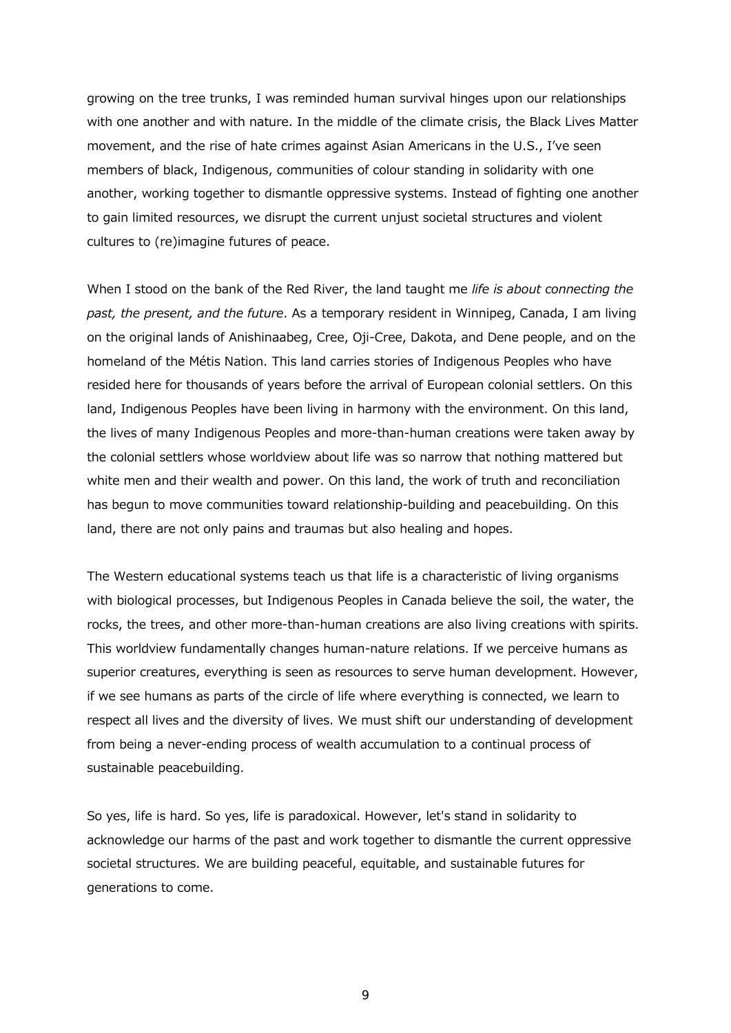growing on the tree trunks, I was reminded human survival hinges upon our relationships with one another and with nature. In the middle of the climate crisis, the Black Lives Matter movement, and the rise of hate crimes against Asian Americans in the U.S., I've seen members of black, Indigenous, communities of colour standing in solidarity with one another, working together to dismantle oppressive systems. Instead of fighting one another to gain limited resources, we disrupt the current unjust societal structures and violent cultures to (re)imagine futures of peace.

When I stood on the bank of the Red River, the land taught me *life is about connecting the past, the present, and the future*. As a temporary resident in Winnipeg, Canada, I am living on the original lands of Anishinaabeg, Cree, Oji-Cree, Dakota, and Dene people, and on the homeland of the Métis Nation. This land carries stories of Indigenous Peoples who have resided here for thousands of years before the arrival of European colonial settlers. On this land, Indigenous Peoples have been living in harmony with the environment. On this land, the lives of many Indigenous Peoples and more-than-human creations were taken away by the colonial settlers whose worldview about life was so narrow that nothing mattered but white men and their wealth and power. On this land, the work of truth and reconciliation has begun to move communities toward relationship-building and peacebuilding. On this land, there are not only pains and traumas but also healing and hopes.

The Western educational systems teach us that life is a characteristic of living organisms with biological processes, but Indigenous Peoples in Canada believe the soil, the water, the rocks, the trees, and other more-than-human creations are also living creations with spirits. This worldview fundamentally changes human-nature relations. If we perceive humans as superior creatures, everything is seen as resources to serve human development. However, if we see humans as parts of the circle of life where everything is connected, we learn to respect all lives and the diversity of lives. We must shift our understanding of development from being a never-ending process of wealth accumulation to a continual process of sustainable peacebuilding.

So yes, life is hard. So yes, life is paradoxical. However, let's stand in solidarity to acknowledge our harms of the past and work together to dismantle the current oppressive societal structures. We are building peaceful, equitable, and sustainable futures for generations to come.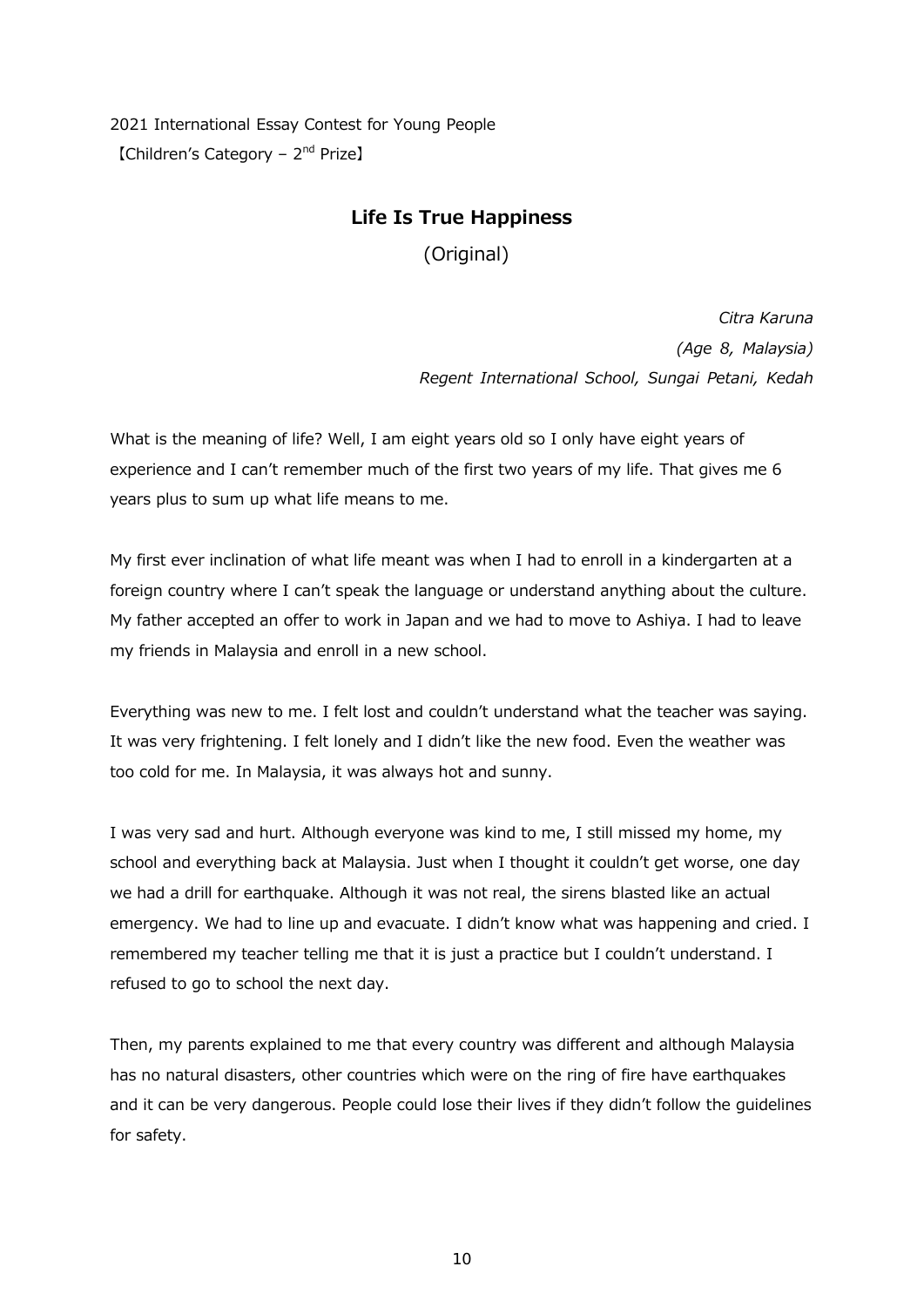2021 International Essay Contest for Young People

【Children's Category – 2nd Prize】

## Life Is True Happiness

(Original)

*Citra Karuna*

*(Age 8, Malaysia)*

*Regent International School, Sungai Petani, Kedah*

What is the meaning of life? Well, I am eight years old so I only have eight years of experience and I can't remember much of the first two years of my life. That gives me 6 years plus to sum up what life means to me.

My first ever inclination of what life meant was when I had to enroll in a kindergarten at a foreign country where I can't speak the language or understand anything about the culture. My father accepted an offer to work in Japan and we had to move to Ashiya. I had to leave my friends in Malaysia and enroll in a new school.

Everything was new to me. I felt lost and couldn't understand what the teacher was saying. It was very frightening. I felt lonely and I didn't like the new food. Even the weather was too cold for me. In Malaysia, it was always hot and sunny.

I was very sad and hurt. Although everyone was kind to me, I still missed my home, my school and everything back at Malaysia. Just when I thought it couldn't get worse, one day we had a drill for earthquake. Although it was not real, the sirens blasted like an actual emergency. We had to line up and evacuate. I didn't know what was happening and cried. I remembered my teacher telling me that it is just a practice but I couldn't understand. I refused to go to school the next day.

Then, my parents explained to me that every country was different and although Malaysia has no natural disasters, other countries which were on the ring of fire have earthquakes and it can be very dangerous. People could lose their lives if they didn't follow the guidelines for safety.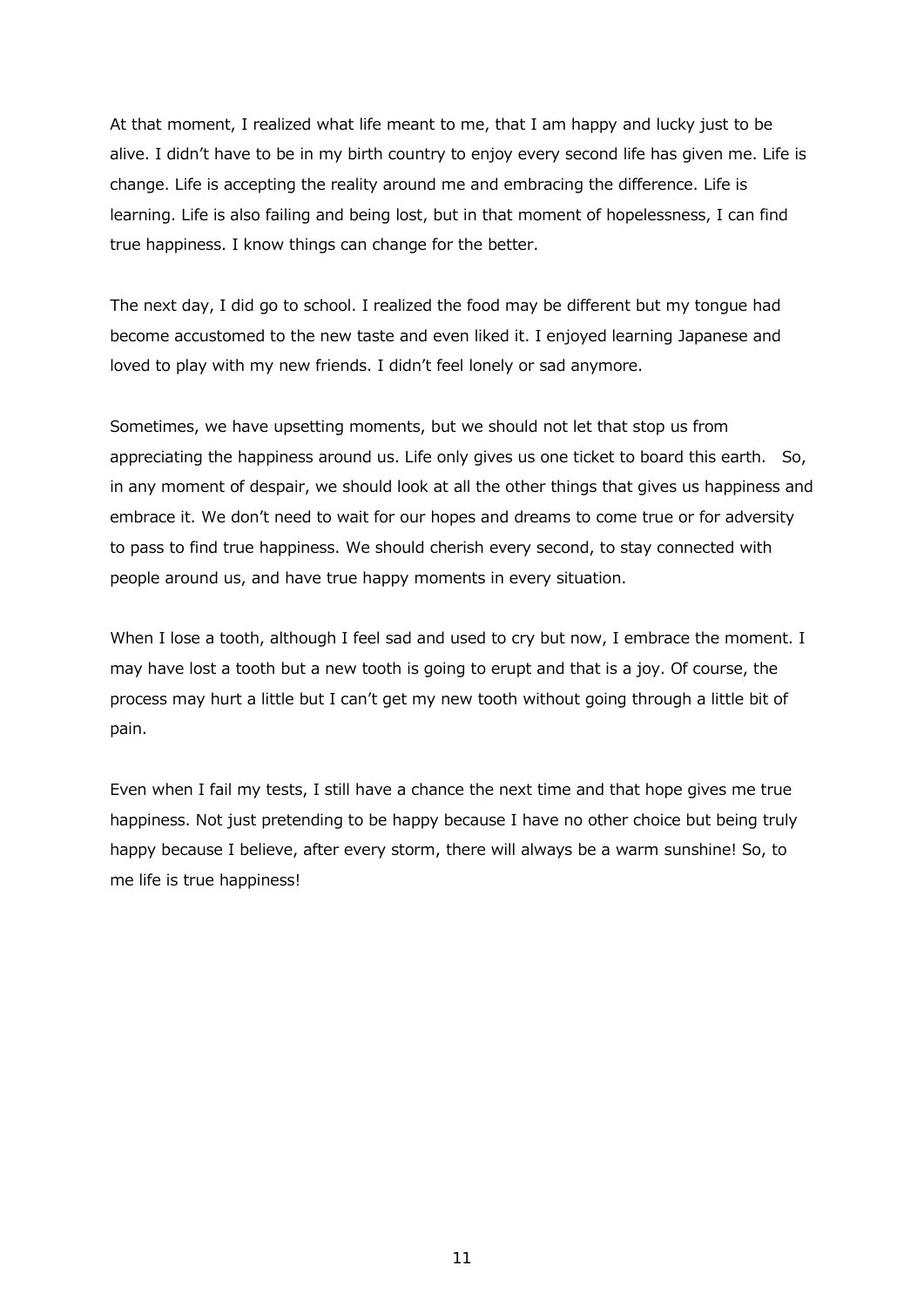At that moment, I realized what life meant to me, that I am happy and lucky just to be alive. I didn't have to be in my birth country to enjoy every second life has given me. Life is change. Life is accepting the reality around me and embracing the difference. Life is learning. Life is also failing and being lost, but in that moment of hopelessness, I can find true happiness. I know things can change for the better.

The next day, I did go to school. I realized the food may be different but my tongue had become accustomed to the new taste and even liked it. I enjoyed learning Japanese and loved to play with my new friends. I didn't feel lonely or sad anymore.

Sometimes, we have upsetting moments, but we should not let that stop us from appreciating the happiness around us. Life only gives us one ticket to board this earth. So, in any moment of despair, we should look at all the other things that gives us happiness and embrace it. We don't need to wait for our hopes and dreams to come true or for adversity to pass to find true happiness. We should cherish every second, to stay connected with people around us, and have true happy moments in every situation.

When I lose a tooth, although I feel sad and used to cry but now, I embrace the moment. I may have lost a tooth but a new tooth is going to erupt and that is a joy. Of course, the process may hurt a little but I can't get my new tooth without going through a little bit of pain.

Even when I fail my tests, I still have a chance the next time and that hope gives me true happiness. Not just pretending to be happy because I have no other choice but being truly happy because I believe, after every storm, there will always be a warm sunshine! So, to me life is true happiness!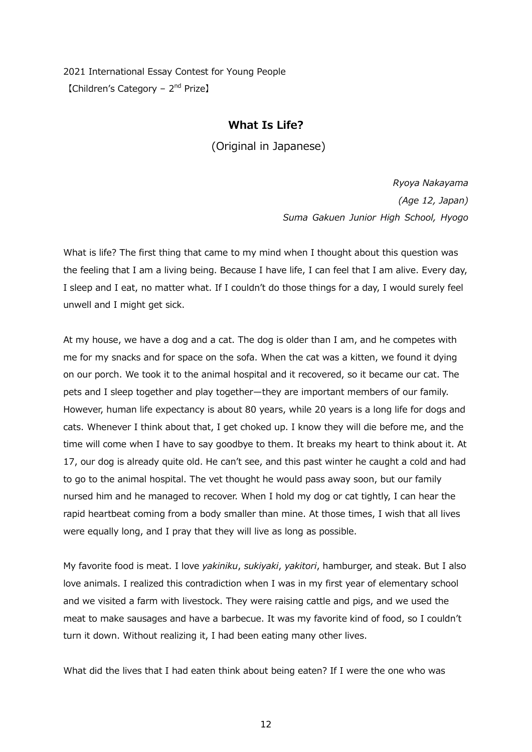2021 International Essay Contest for Young People
【Children's Category – 2nd Prize】

# What Is Life?

(Original in Japanese)

*Ryoya Nakayama*
*(Age 12, Japan)*
*Suma Gakuen Junior High School, Hyogo*

What is life? The first thing that came to my mind when I thought about this question was the feeling that I am a living being. Because I have life, I can feel that I am alive. Every day, I sleep and I eat, no matter what. If I couldn't do those things for a day, I would surely feel unwell and I might get sick.

At my house, we have a dog and a cat. The dog is older than I am, and he competes with me for my snacks and for space on the sofa. When the cat was a kitten, we found it dying on our porch. We took it to the animal hospital and it recovered, so it became our cat. The pets and I sleep together and play together—they are important members of our family. However, human life expectancy is about 80 years, while 20 years is a long life for dogs and cats. Whenever I think about that, I get choked up. I know they will die before me, and the time will come when I have to say goodbye to them. It breaks my heart to think about it. At 17, our dog is already quite old. He can't see, and this past winter he caught a cold and had to go to the animal hospital. The vet thought he would pass away soon, but our family nursed him and he managed to recover. When I hold my dog or cat tightly, I can hear the rapid heartbeat coming from a body smaller than mine. At those times, I wish that all lives were equally long, and I pray that they will live as long as possible.

My favorite food is meat. I love *yakiniku*, *sukiyaki*, *yakitori*, hamburger, and steak. But I also love animals. I realized this contradiction when I was in my first year of elementary school and we visited a farm with livestock. They were raising cattle and pigs, and we used the meat to make sausages and have a barbecue. It was my favorite kind of food, so I couldn't turn it down. Without realizing it, I had been eating many other lives.

What did the lives that I had eaten think about being eaten? If I were the one who was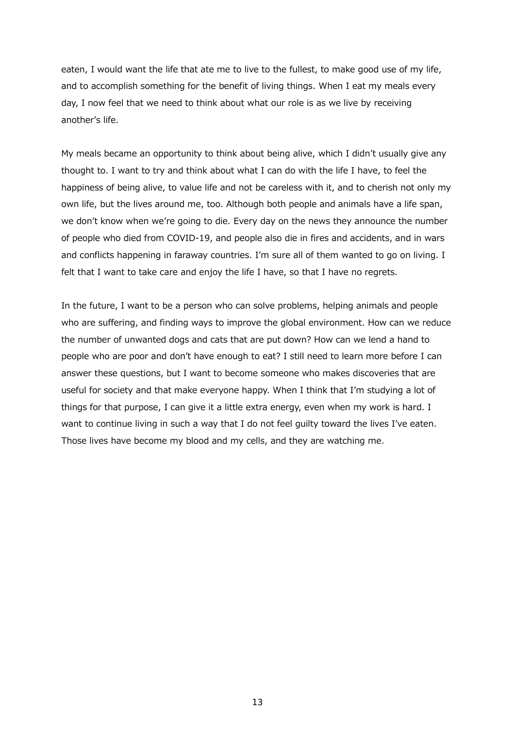eaten, I would want the life that ate me to live to the fullest, to make good use of my life, and to accomplish something for the benefit of living things. When I eat my meals every day, I now feel that we need to think about what our role is as we live by receiving another's life.

My meals became an opportunity to think about being alive, which I didn't usually give any thought to. I want to try and think about what I can do with the life I have, to feel the happiness of being alive, to value life and not be careless with it, and to cherish not only my own life, but the lives around me, too. Although both people and animals have a life span, we don't know when we're going to die. Every day on the news they announce the number of people who died from COVID-19, and people also die in fires and accidents, and in wars and conflicts happening in faraway countries. I'm sure all of them wanted to go on living. I felt that I want to take care and enjoy the life I have, so that I have no regrets.

In the future, I want to be a person who can solve problems, helping animals and people who are suffering, and finding ways to improve the global environment. How can we reduce the number of unwanted dogs and cats that are put down? How can we lend a hand to people who are poor and don't have enough to eat? I still need to learn more before I can answer these questions, but I want to become someone who makes discoveries that are useful for society and that make everyone happy. When I think that I'm studying a lot of things for that purpose, I can give it a little extra energy, even when my work is hard. I want to continue living in such a way that I do not feel guilty toward the lives I've eaten. Those lives have become my blood and my cells, and they are watching me.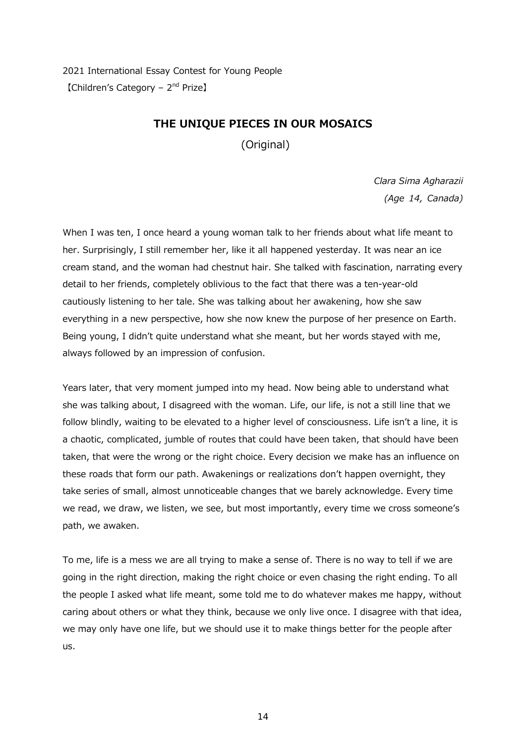2021 International Essay Contest for Young People
【Children's Category – 2nd Prize】

## THE UNIQUE PIECES IN OUR MOSAICS

(Original)

*Clara Sima Agharazii*
*(Age 14, Canada)*

When I was ten, I once heard a young woman talk to her friends about what life meant to her. Surprisingly, I still remember her, like it all happened yesterday. It was near an ice cream stand, and the woman had chestnut hair. She talked with fascination, narrating every detail to her friends, completely oblivious to the fact that there was a ten-year-old cautiously listening to her tale. She was talking about her awakening, how she saw everything in a new perspective, how she now knew the purpose of her presence on Earth. Being young, I didn't quite understand what she meant, but her words stayed with me, always followed by an impression of confusion.

Years later, that very moment jumped into my head. Now being able to understand what she was talking about, I disagreed with the woman. Life, our life, is not a still line that we follow blindly, waiting to be elevated to a higher level of consciousness. Life isn't a line, it is a chaotic, complicated, jumble of routes that could have been taken, that should have been taken, that were the wrong or the right choice. Every decision we make has an influence on these roads that form our path. Awakenings or realizations don't happen overnight, they take series of small, almost unnoticeable changes that we barely acknowledge. Every time we read, we draw, we listen, we see, but most importantly, every time we cross someone's path, we awaken.

To me, life is a mess we are all trying to make a sense of. There is no way to tell if we are going in the right direction, making the right choice or even chasing the right ending. To all the people I asked what life meant, some told me to do whatever makes me happy, without caring about others or what they think, because we only live once. I disagree with that idea, we may only have one life, but we should use it to make things better for the people after us.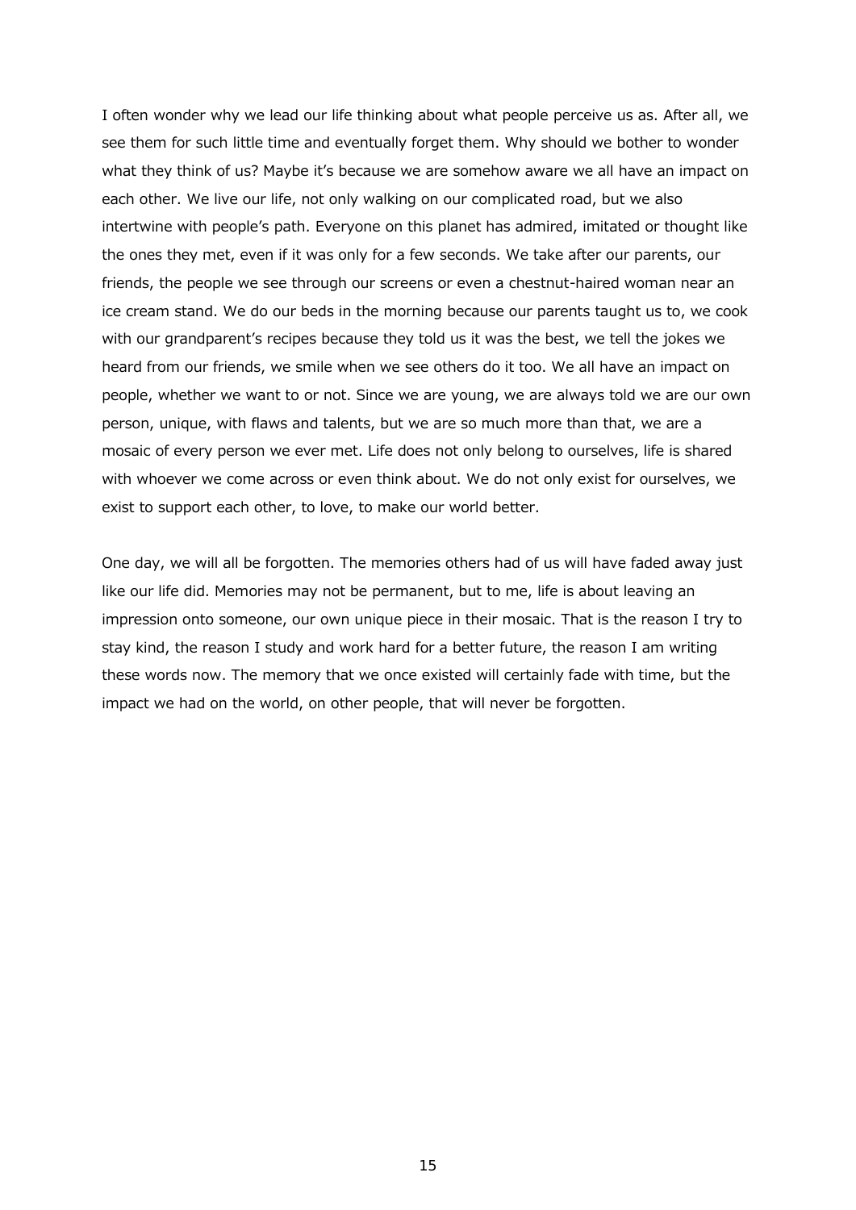I often wonder why we lead our life thinking about what people perceive us as. After all, we see them for such little time and eventually forget them. Why should we bother to wonder what they think of us? Maybe it's because we are somehow aware we all have an impact on each other. We live our life, not only walking on our complicated road, but we also intertwine with people's path. Everyone on this planet has admired, imitated or thought like the ones they met, even if it was only for a few seconds. We take after our parents, our friends, the people we see through our screens or even a chestnut-haired woman near an ice cream stand. We do our beds in the morning because our parents taught us to, we cook with our grandparent's recipes because they told us it was the best, we tell the jokes we heard from our friends, we smile when we see others do it too. We all have an impact on people, whether we want to or not. Since we are young, we are always told we are our own person, unique, with flaws and talents, but we are so much more than that, we are a mosaic of every person we ever met. Life does not only belong to ourselves, life is shared with whoever we come across or even think about. We do not only exist for ourselves, we exist to support each other, to love, to make our world better.

One day, we will all be forgotten. The memories others had of us will have faded away just like our life did. Memories may not be permanent, but to me, life is about leaving an impression onto someone, our own unique piece in their mosaic. That is the reason I try to stay kind, the reason I study and work hard for a better future, the reason I am writing these words now. The memory that we once existed will certainly fade with time, but the impact we had on the world, on other people, that will never be forgotten.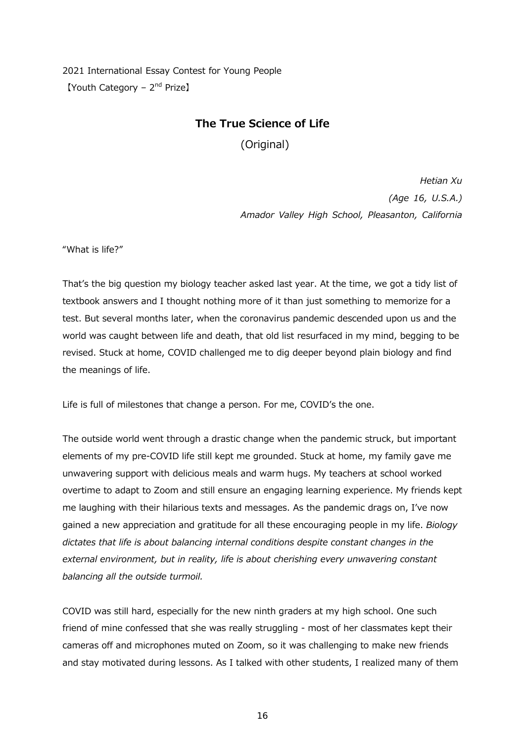2021 International Essay Contest for Young People

【Youth Category – 2nd Prize】

## The True Science of Life

(Original)

*Hetian Xu*

*(Age 16, U.S.A.)*

*Amador Valley High School, Pleasanton, California*

"What is life?"

That's the big question my biology teacher asked last year. At the time, we got a tidy list of textbook answers and I thought nothing more of it than just something to memorize for a test. But several months later, when the coronavirus pandemic descended upon us and the world was caught between life and death, that old list resurfaced in my mind, begging to be revised. Stuck at home, COVID challenged me to dig deeper beyond plain biology and find the meanings of life.

Life is full of milestones that change a person. For me, COVID's the one.

The outside world went through a drastic change when the pandemic struck, but important elements of my pre-COVID life still kept me grounded. Stuck at home, my family gave me unwavering support with delicious meals and warm hugs. My teachers at school worked overtime to adapt to Zoom and still ensure an engaging learning experience. My friends kept me laughing with their hilarious texts and messages. As the pandemic drags on, I've now gained a new appreciation and gratitude for all these encouraging people in my life. *Biology dictates that life is about balancing internal conditions despite constant changes in the external environment, but in reality, life is about cherishing every unwavering constant balancing all the outside turmoil.*

COVID was still hard, especially for the new ninth graders at my high school. One such friend of mine confessed that she was really struggling - most of her classmates kept their cameras off and microphones muted on Zoom, so it was challenging to make new friends and stay motivated during lessons. As I talked with other students, I realized many of them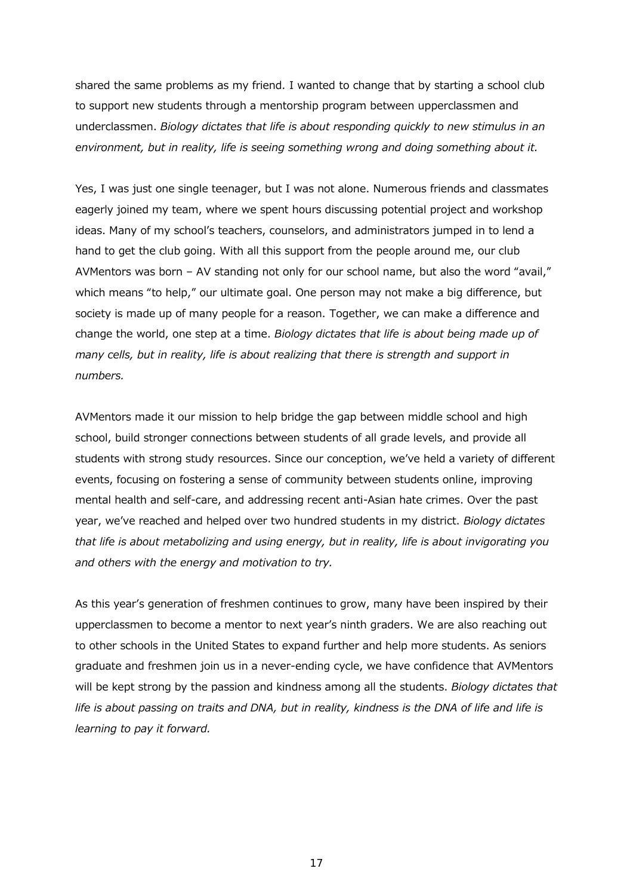shared the same problems as my friend. I wanted to change that by starting a school club to support new students through a mentorship program between upperclassmen and underclassmen. *Biology dictates that life is about responding quickly to new stimulus in an environment, but in reality, life is seeing something wrong and doing something about it.*

Yes, I was just one single teenager, but I was not alone. Numerous friends and classmates eagerly joined my team, where we spent hours discussing potential project and workshop ideas. Many of my school's teachers, counselors, and administrators jumped in to lend a hand to get the club going. With all this support from the people around me, our club AVMentors was born – AV standing not only for our school name, but also the word "avail," which means "to help," our ultimate goal. One person may not make a big difference, but society is made up of many people for a reason. Together, we can make a difference and change the world, one step at a time. *Biology dictates that life is about being made up of many cells, but in reality, life is about realizing that there is strength and support in numbers.*

AVMentors made it our mission to help bridge the gap between middle school and high school, build stronger connections between students of all grade levels, and provide all students with strong study resources. Since our conception, we've held a variety of different events, focusing on fostering a sense of community between students online, improving mental health and self-care, and addressing recent anti-Asian hate crimes. Over the past year, we've reached and helped over two hundred students in my district. *Biology dictates that life is about metabolizing and using energy, but in reality, life is about invigorating you and others with the energy and motivation to try.*

As this year's generation of freshmen continues to grow, many have been inspired by their upperclassmen to become a mentor to next year's ninth graders. We are also reaching out to other schools in the United States to expand further and help more students. As seniors graduate and freshmen join us in a never-ending cycle, we have confidence that AVMentors will be kept strong by the passion and kindness among all the students. *Biology dictates that life is about passing on traits and DNA, but in reality, kindness is the DNA of life and life is learning to pay it forward.*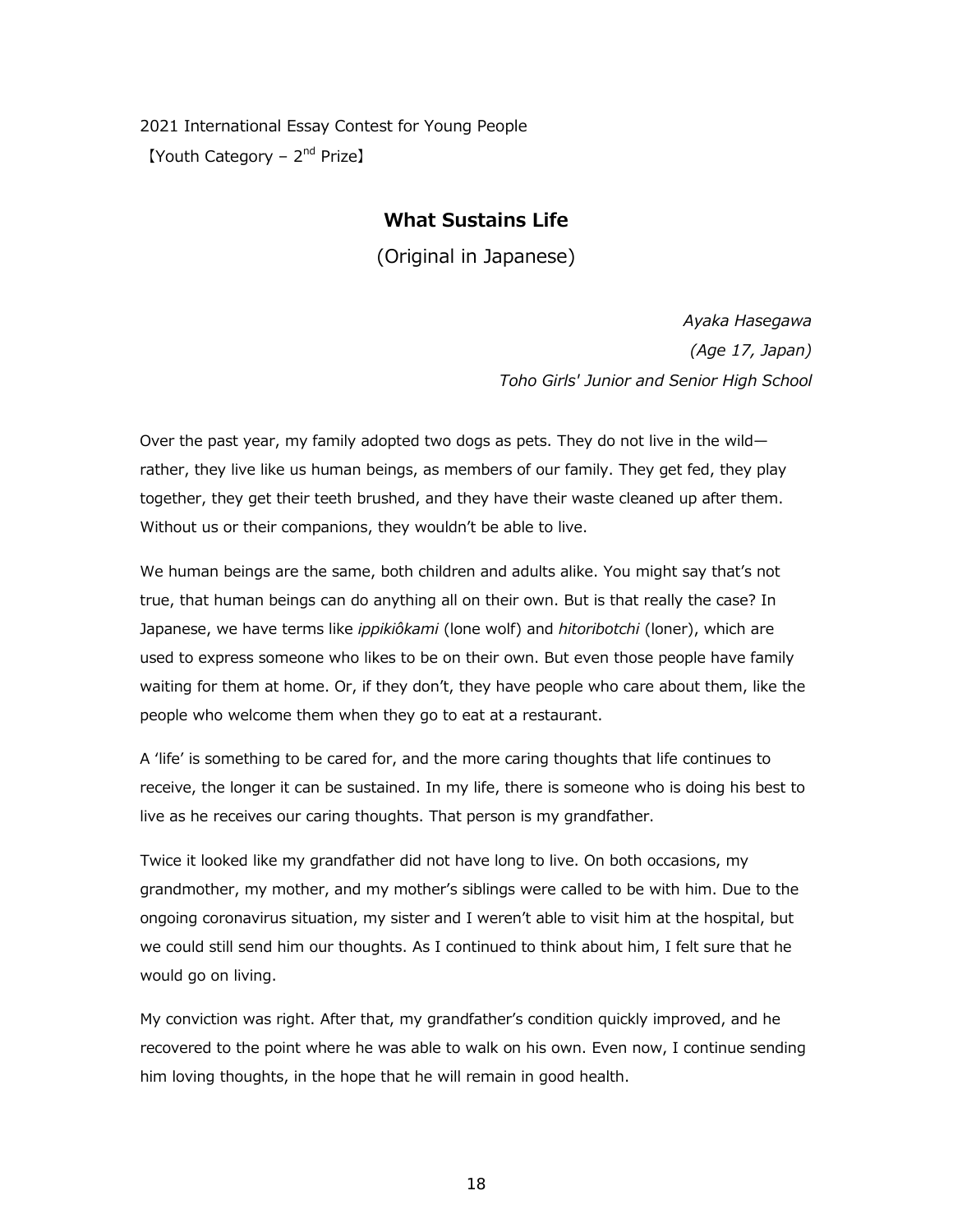2021 International Essay Contest for Young People

【Youth Category – 2nd Prize】

## What Sustains Life

(Original in Japanese)

*Ayaka Hasegawa*

*(Age 17, Japan)*

*Toho Girls' Junior and Senior High School*

Over the past year, my family adopted two dogs as pets. They do not live in the wild—rather, they live like us human beings, as members of our family. They get fed, they play together, they get their teeth brushed, and they have their waste cleaned up after them. Without us or their companions, they wouldn't be able to live.

We human beings are the same, both children and adults alike. You might say that's not true, that human beings can do anything all on their own. But is that really the case? In Japanese, we have terms like *ippikiôkami* (lone wolf) and *hitoribotchi* (loner), which are used to express someone who likes to be on their own. But even those people have family waiting for them at home. Or, if they don't, they have people who care about them, like the people who welcome them when they go to eat at a restaurant.

A 'life' is something to be cared for, and the more caring thoughts that life continues to receive, the longer it can be sustained. In my life, there is someone who is doing his best to live as he receives our caring thoughts. That person is my grandfather.

Twice it looked like my grandfather did not have long to live. On both occasions, my grandmother, my mother, and my mother's siblings were called to be with him. Due to the ongoing coronavirus situation, my sister and I weren't able to visit him at the hospital, but we could still send him our thoughts. As I continued to think about him, I felt sure that he would go on living.

My conviction was right. After that, my grandfather's condition quickly improved, and he recovered to the point where he was able to walk on his own. Even now, I continue sending him loving thoughts, in the hope that he will remain in good health.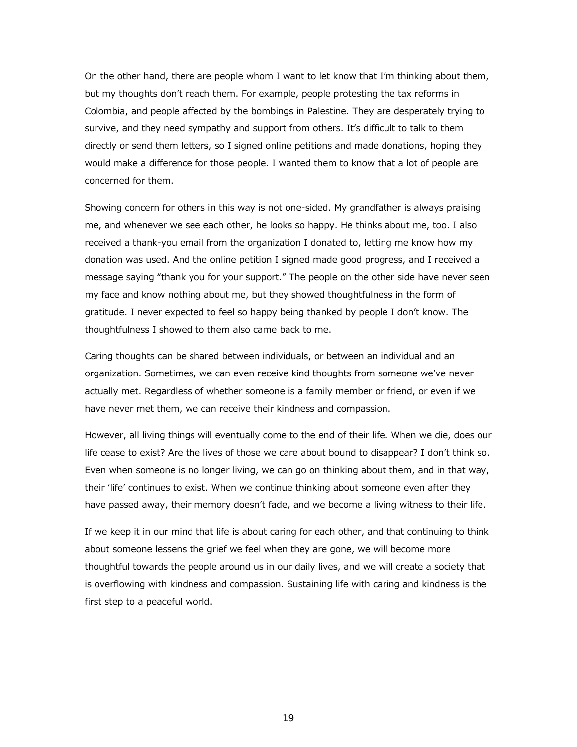On the other hand, there are people whom I want to let know that I'm thinking about them, but my thoughts don't reach them. For example, people protesting the tax reforms in Colombia, and people affected by the bombings in Palestine. They are desperately trying to survive, and they need sympathy and support from others. It's difficult to talk to them directly or send them letters, so I signed online petitions and made donations, hoping they would make a difference for those people. I wanted them to know that a lot of people are concerned for them.

Showing concern for others in this way is not one-sided. My grandfather is always praising me, and whenever we see each other, he looks so happy. He thinks about me, too. I also received a thank-you email from the organization I donated to, letting me know how my donation was used. And the online petition I signed made good progress, and I received a message saying "thank you for your support." The people on the other side have never seen my face and know nothing about me, but they showed thoughtfulness in the form of gratitude. I never expected to feel so happy being thanked by people I don't know. The thoughtfulness I showed to them also came back to me.

Caring thoughts can be shared between individuals, or between an individual and an organization. Sometimes, we can even receive kind thoughts from someone we've never actually met. Regardless of whether someone is a family member or friend, or even if we have never met them, we can receive their kindness and compassion.

However, all living things will eventually come to the end of their life. When we die, does our life cease to exist? Are the lives of those we care about bound to disappear? I don't think so. Even when someone is no longer living, we can go on thinking about them, and in that way, their 'life' continues to exist. When we continue thinking about someone even after they have passed away, their memory doesn't fade, and we become a living witness to their life.

If we keep it in our mind that life is about caring for each other, and that continuing to think about someone lessens the grief we feel when they are gone, we will become more thoughtful towards the people around us in our daily lives, and we will create a society that is overflowing with kindness and compassion. Sustaining life with caring and kindness is the first step to a peaceful world.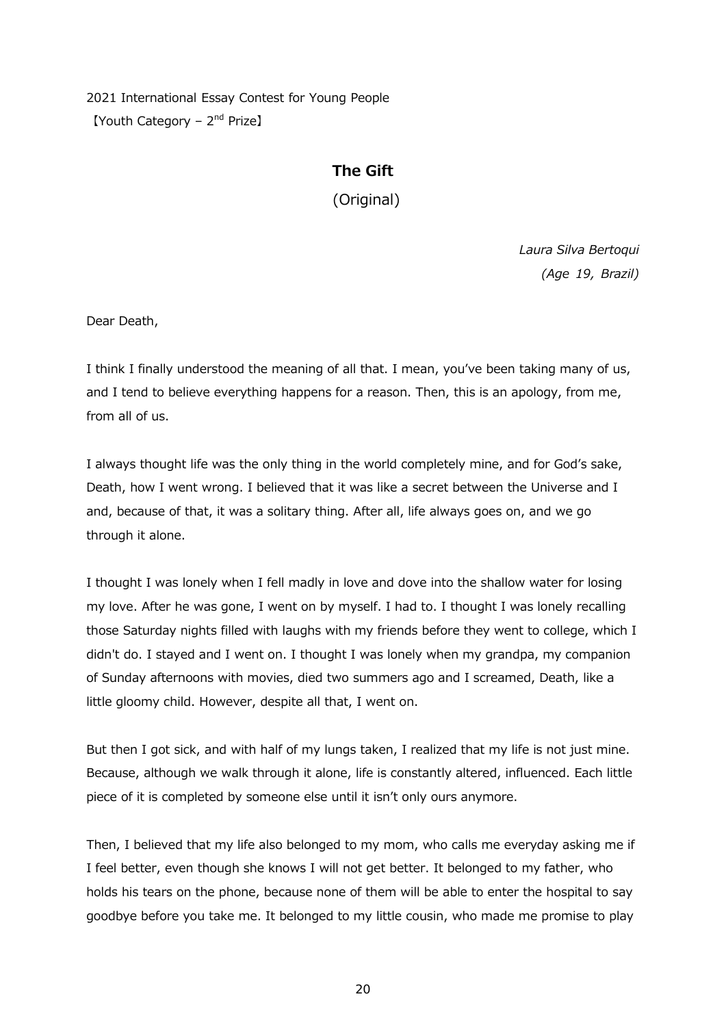2021 International Essay Contest for Young People
【Youth Category – 2nd Prize】

# The Gift

(Original)

*Laura Silva Bertoqui*
*(Age 19, Brazil)*

Dear Death,

I think I finally understood the meaning of all that. I mean, you've been taking many of us, and I tend to believe everything happens for a reason. Then, this is an apology, from me, from all of us.

I always thought life was the only thing in the world completely mine, and for God's sake, Death, how I went wrong. I believed that it was like a secret between the Universe and I and, because of that, it was a solitary thing. After all, life always goes on, and we go through it alone.

I thought I was lonely when I fell madly in love and dove into the shallow water for losing my love. After he was gone, I went on by myself. I had to. I thought I was lonely recalling those Saturday nights filled with laughs with my friends before they went to college, which I didn't do. I stayed and I went on. I thought I was lonely when my grandpa, my companion of Sunday afternoons with movies, died two summers ago and I screamed, Death, like a little gloomy child. However, despite all that, I went on.

But then I got sick, and with half of my lungs taken, I realized that my life is not just mine. Because, although we walk through it alone, life is constantly altered, influenced. Each little piece of it is completed by someone else until it isn't only ours anymore.

Then, I believed that my life also belonged to my mom, who calls me everyday asking me if I feel better, even though she knows I will not get better. It belonged to my father, who holds his tears on the phone, because none of them will be able to enter the hospital to say goodbye before you take me. It belonged to my little cousin, who made me promise to play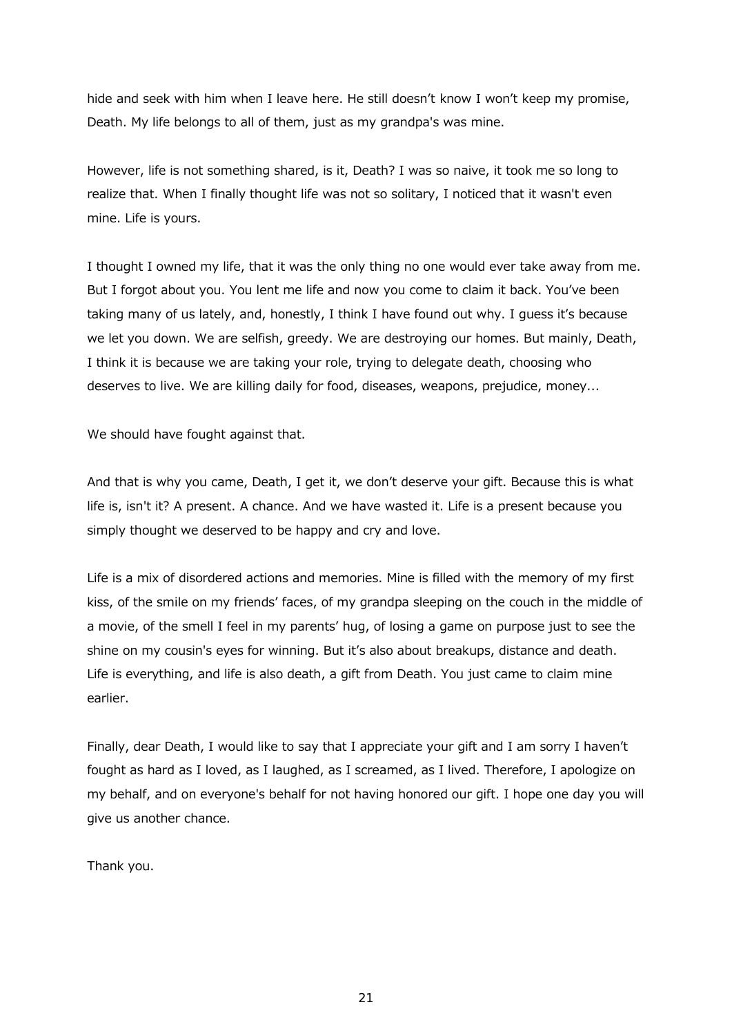hide and seek with him when I leave here. He still doesn't know I won't keep my promise, Death. My life belongs to all of them, just as my grandpa's was mine.

However, life is not something shared, is it, Death? I was so naive, it took me so long to realize that. When I finally thought life was not so solitary, I noticed that it wasn't even mine. Life is yours.

I thought I owned my life, that it was the only thing no one would ever take away from me. But I forgot about you. You lent me life and now you come to claim it back. You've been taking many of us lately, and, honestly, I think I have found out why. I guess it's because we let you down. We are selfish, greedy. We are destroying our homes. But mainly, Death, I think it is because we are taking your role, trying to delegate death, choosing who deserves to live. We are killing daily for food, diseases, weapons, prejudice, money...

We should have fought against that.

And that is why you came, Death, I get it, we don't deserve your gift. Because this is what life is, isn't it? A present. A chance. And we have wasted it. Life is a present because you simply thought we deserved to be happy and cry and love.

Life is a mix of disordered actions and memories. Mine is filled with the memory of my first kiss, of the smile on my friends' faces, of my grandpa sleeping on the couch in the middle of a movie, of the smell I feel in my parents' hug, of losing a game on purpose just to see the shine on my cousin's eyes for winning. But it's also about breakups, distance and death. Life is everything, and life is also death, a gift from Death. You just came to claim mine earlier.

Finally, dear Death, I would like to say that I appreciate your gift and I am sorry I haven't fought as hard as I loved, as I laughed, as I screamed, as I lived. Therefore, I apologize on my behalf, and on everyone's behalf for not having honored our gift. I hope one day you will give us another chance.

Thank you.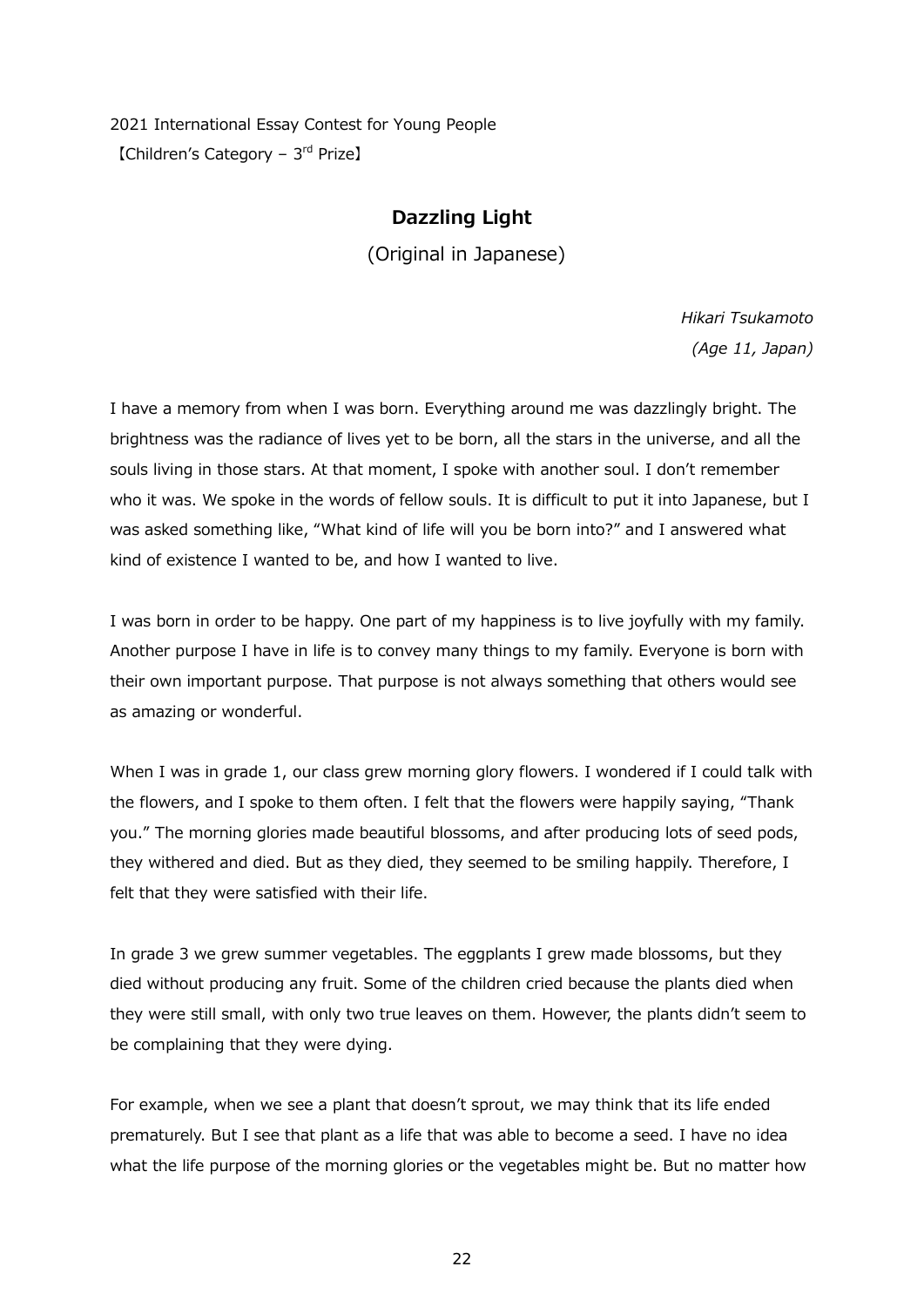2021 International Essay Contest for Young People
【Children's Category – 3rd Prize】

## Dazzling Light

(Original in Japanese)

*Hikari Tsukamoto*
*(Age 11, Japan)*

I have a memory from when I was born. Everything around me was dazzlingly bright. The brightness was the radiance of lives yet to be born, all the stars in the universe, and all the souls living in those stars. At that moment, I spoke with another soul. I don't remember who it was. We spoke in the words of fellow souls. It is difficult to put it into Japanese, but I was asked something like, "What kind of life will you be born into?" and I answered what kind of existence I wanted to be, and how I wanted to live.

I was born in order to be happy. One part of my happiness is to live joyfully with my family. Another purpose I have in life is to convey many things to my family. Everyone is born with their own important purpose. That purpose is not always something that others would see as amazing or wonderful.

When I was in grade 1, our class grew morning glory flowers. I wondered if I could talk with the flowers, and I spoke to them often. I felt that the flowers were happily saying, "Thank you." The morning glories made beautiful blossoms, and after producing lots of seed pods, they withered and died. But as they died, they seemed to be smiling happily. Therefore, I felt that they were satisfied with their life.

In grade 3 we grew summer vegetables. The eggplants I grew made blossoms, but they died without producing any fruit. Some of the children cried because the plants died when they were still small, with only two true leaves on them. However, the plants didn't seem to be complaining that they were dying.

For example, when we see a plant that doesn't sprout, we may think that its life ended prematurely. But I see that plant as a life that was able to become a seed. I have no idea what the life purpose of the morning glories or the vegetables might be. But no matter how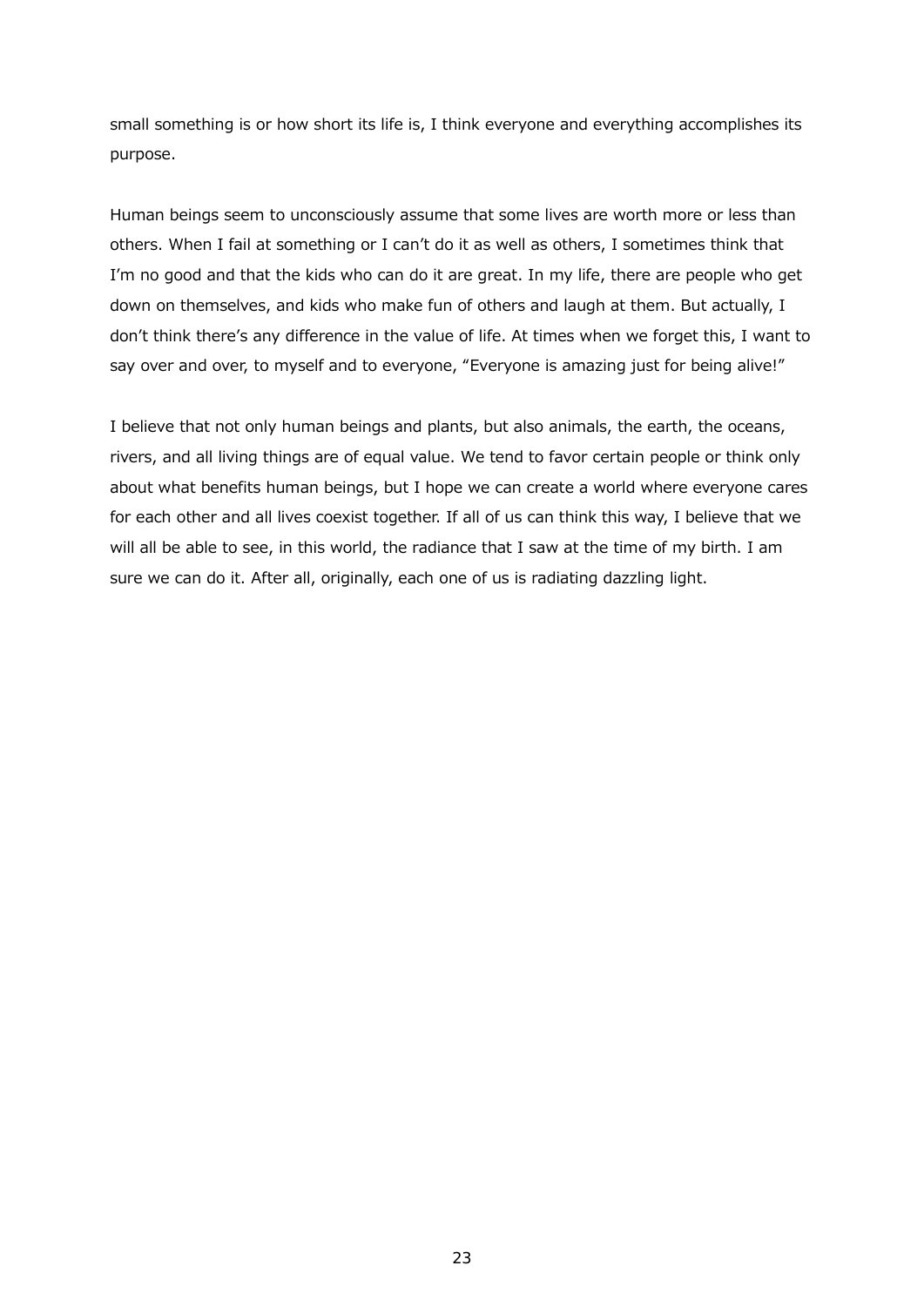small something is or how short its life is, I think everyone and everything accomplishes its purpose.

Human beings seem to unconsciously assume that some lives are worth more or less than others. When I fail at something or I can’t do it as well as others, I sometimes think that I’m no good and that the kids who can do it are great. In my life, there are people who get down on themselves, and kids who make fun of others and laugh at them. But actually, I don’t think there’s any difference in the value of life. At times when we forget this, I want to say over and over, to myself and to everyone, “Everyone is amazing just for being alive!”

I believe that not only human beings and plants, but also animals, the earth, the oceans, rivers, and all living things are of equal value. We tend to favor certain people or think only about what benefits human beings, but I hope we can create a world where everyone cares for each other and all lives coexist together. If all of us can think this way, I believe that we will all be able to see, in this world, the radiance that I saw at the time of my birth. I am sure we can do it. After all, originally, each one of us is radiating dazzling light.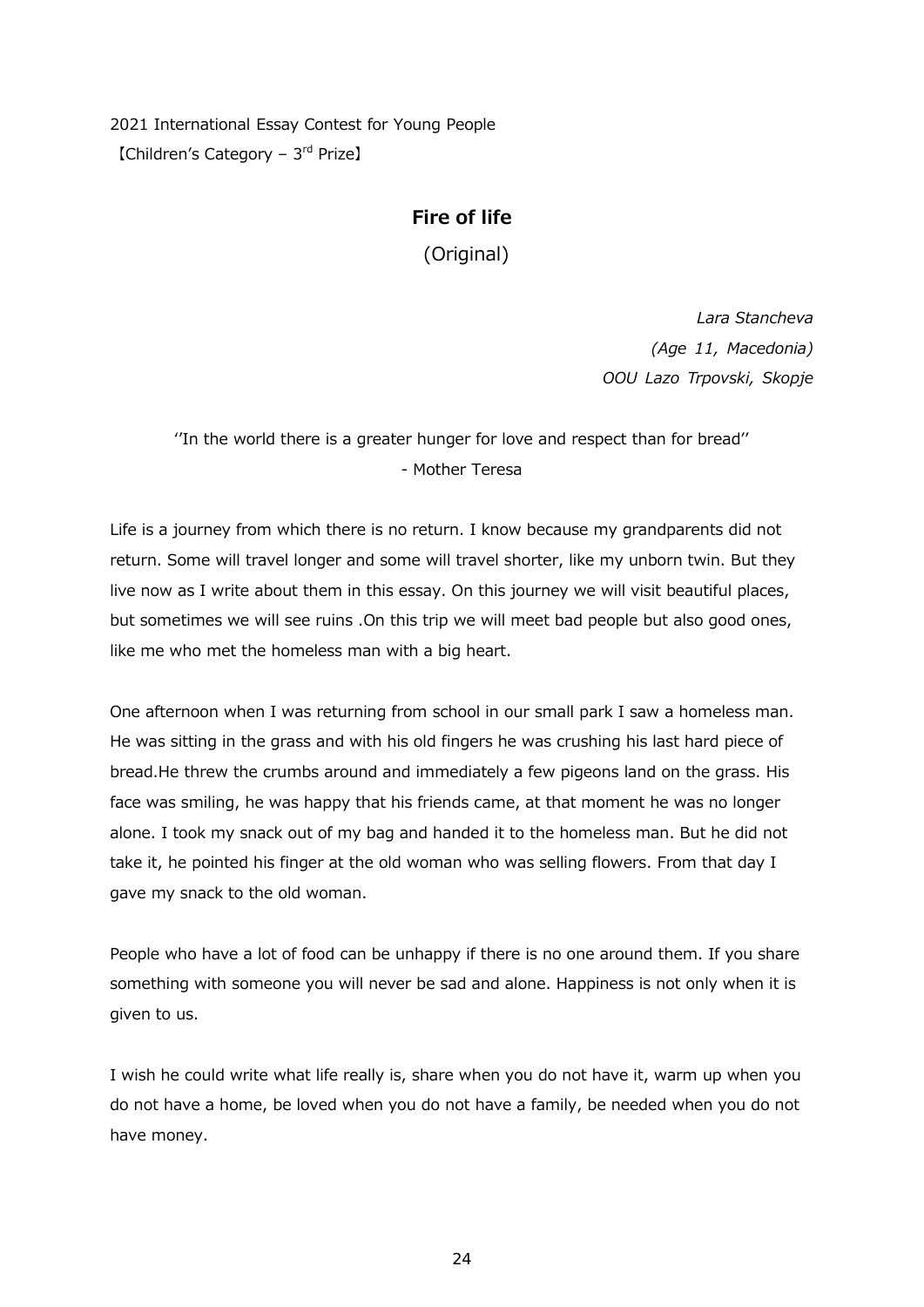2021 International Essay Contest for Young People
【Children's Category – 3rd Prize】

## Fire of life

(Original)

*Lara Stancheva*
*(Age 11, Macedonia)*
*OOU Lazo Trpovski, Skopje*

''In the world there is a greater hunger for love and respect than for bread''
- Mother Teresa

Life is a journey from which there is no return. I know because my grandparents did not return. Some will travel longer and some will travel shorter, like my unborn twin. But they live now as I write about them in this essay. On this journey we will visit beautiful places, but sometimes we will see ruins .On this trip we will meet bad people but also good ones, like me who met the homeless man with a big heart.

One afternoon when I was returning from school in our small park I saw a homeless man. He was sitting in the grass and with his old fingers he was crushing his last hard piece of bread.He threw the crumbs around and immediately a few pigeons land on the grass. His face was smiling, he was happy that his friends came, at that moment he was no longer alone. I took my snack out of my bag and handed it to the homeless man. But he did not take it, he pointed his finger at the old woman who was selling flowers. From that day I gave my snack to the old woman.

People who have a lot of food can be unhappy if there is no one around them. If you share something with someone you will never be sad and alone. Happiness is not only when it is given to us.

I wish he could write what life really is, share when you do not have it, warm up when you do not have a home, be loved when you do not have a family, be needed when you do not have money.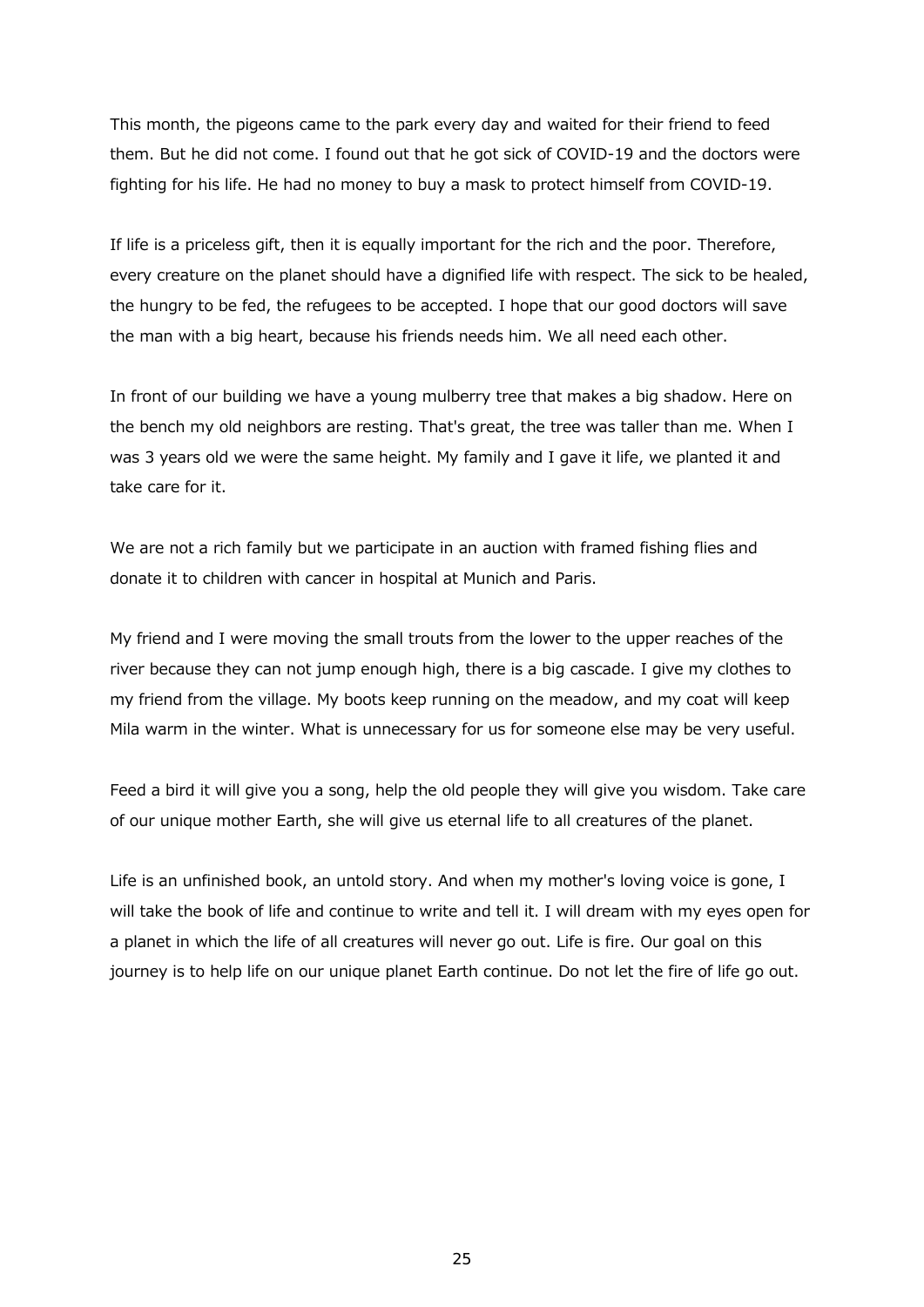This month, the pigeons came to the park every day and waited for their friend to feed them. But he did not come. I found out that he got sick of COVID-19 and the doctors were fighting for his life. He had no money to buy a mask to protect himself from COVID-19.

If life is a priceless gift, then it is equally important for the rich and the poor. Therefore, every creature on the planet should have a dignified life with respect. The sick to be healed, the hungry to be fed, the refugees to be accepted. I hope that our good doctors will save the man with a big heart, because his friends needs him. We all need each other.

In front of our building we have a young mulberry tree that makes a big shadow. Here on the bench my old neighbors are resting. That's great, the tree was taller than me. When I was 3 years old we were the same height. My family and I gave it life, we planted it and take care for it.

We are not a rich family but we participate in an auction with framed fishing flies and donate it to children with cancer in hospital at Munich and Paris.

My friend and I were moving the small trouts from the lower to the upper reaches of the river because they can not jump enough high, there is a big cascade. I give my clothes to my friend from the village. My boots keep running on the meadow, and my coat will keep Mila warm in the winter. What is unnecessary for us for someone else may be very useful.

Feed a bird it will give you a song, help the old people they will give you wisdom. Take care of our unique mother Earth, she will give us eternal life to all creatures of the planet.

Life is an unfinished book, an untold story. And when my mother's loving voice is gone, I will take the book of life and continue to write and tell it. I will dream with my eyes open for a planet in which the life of all creatures will never go out. Life is fire. Our goal on this journey is to help life on our unique planet Earth continue. Do not let the fire of life go out.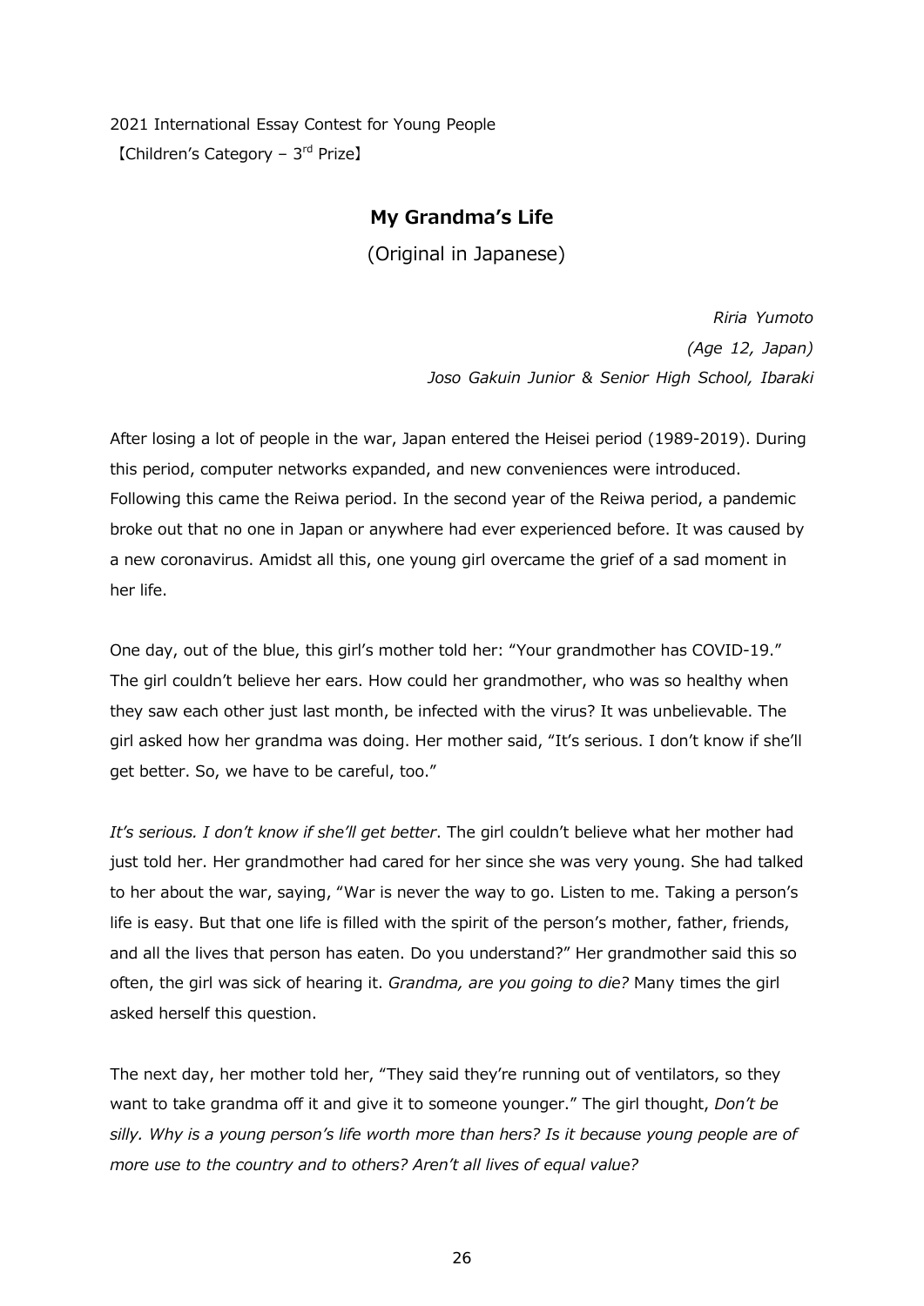2021 International Essay Contest for Young People
【Children's Category – 3rd Prize】

## My Grandma's Life

(Original in Japanese)

*Riria Yumoto*
*(Age 12, Japan)*
*Joso Gakuin Junior & Senior High School, Ibaraki*

After losing a lot of people in the war, Japan entered the Heisei period (1989-2019). During this period, computer networks expanded, and new conveniences were introduced. Following this came the Reiwa period. In the second year of the Reiwa period, a pandemic broke out that no one in Japan or anywhere had ever experienced before. It was caused by a new coronavirus. Amidst all this, one young girl overcame the grief of a sad moment in her life.

One day, out of the blue, this girl's mother told her: "Your grandmother has COVID-19." The girl couldn't believe her ears. How could her grandmother, who was so healthy when they saw each other just last month, be infected with the virus? It was unbelievable. The girl asked how her grandma was doing. Her mother said, "It's serious. I don't know if she'll get better. So, we have to be careful, too."

*It's serious. I don't know if she'll get better*. The girl couldn't believe what her mother had just told her. Her grandmother had cared for her since she was very young. She had talked to her about the war, saying, "War is never the way to go. Listen to me. Taking a person's life is easy. But that one life is filled with the spirit of the person's mother, father, friends, and all the lives that person has eaten. Do you understand?" Her grandmother said this so often, the girl was sick of hearing it. *Grandma, are you going to die?* Many times the girl asked herself this question.

The next day, her mother told her, "They said they're running out of ventilators, so they want to take grandma off it and give it to someone younger." The girl thought, *Don't be silly. Why is a young person's life worth more than hers? Is it because young people are of more use to the country and to others? Aren't all lives of equal value?*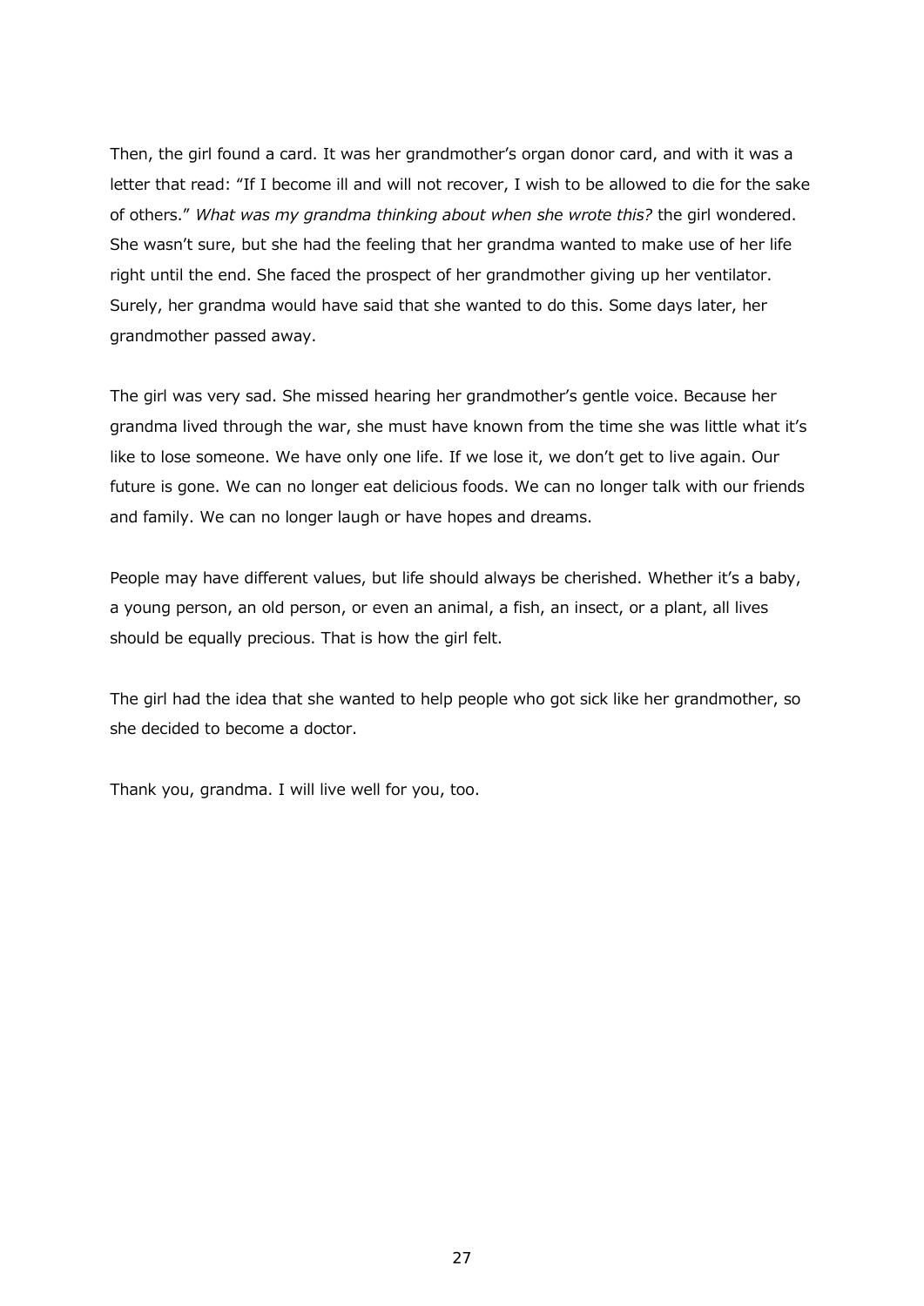Then, the girl found a card. It was her grandmother's organ donor card, and with it was a letter that read: "If I become ill and will not recover, I wish to be allowed to die for the sake of others." *What was my grandma thinking about when she wrote this?* the girl wondered. She wasn't sure, but she had the feeling that her grandma wanted to make use of her life right until the end. She faced the prospect of her grandmother giving up her ventilator. Surely, her grandma would have said that she wanted to do this. Some days later, her grandmother passed away.

The girl was very sad. She missed hearing her grandmother's gentle voice. Because her grandma lived through the war, she must have known from the time she was little what it's like to lose someone. We have only one life. If we lose it, we don't get to live again. Our future is gone. We can no longer eat delicious foods. We can no longer talk with our friends and family. We can no longer laugh or have hopes and dreams.

People may have different values, but life should always be cherished. Whether it's a baby, a young person, an old person, or even an animal, a fish, an insect, or a plant, all lives should be equally precious. That is how the girl felt.

The girl had the idea that she wanted to help people who got sick like her grandmother, so she decided to become a doctor.

Thank you, grandma. I will live well for you, too.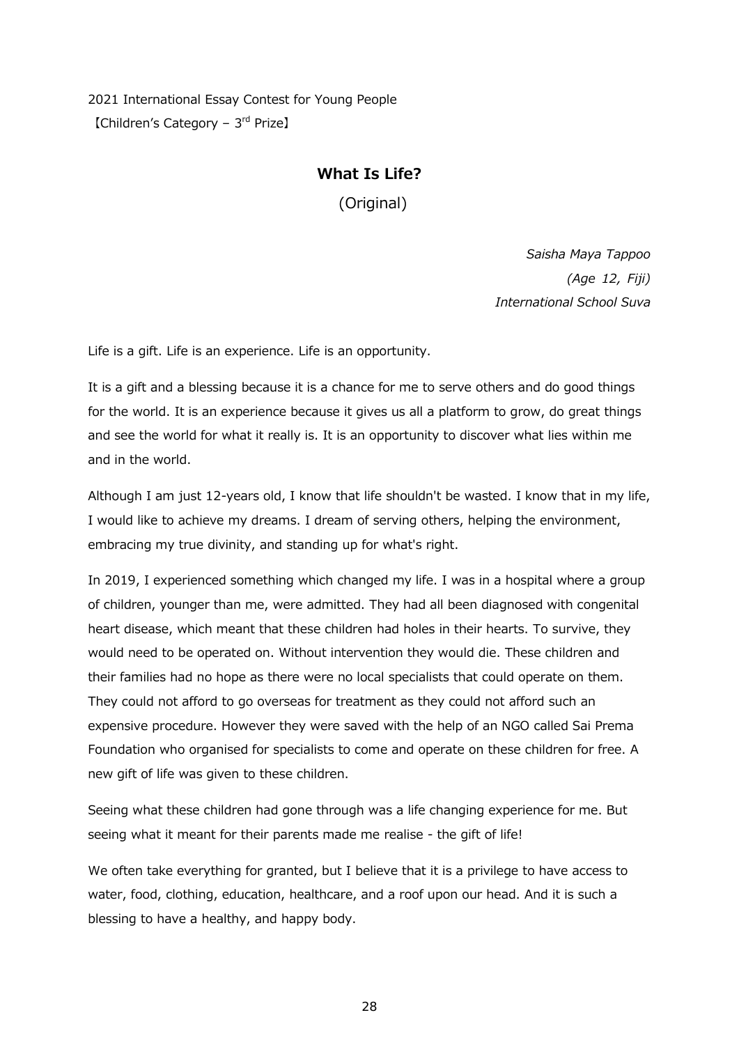2021 International Essay Contest for Young People
【Children's Category – 3rd Prize】

## What Is Life?

(Original)

*Saisha Maya Tappoo*
*(Age 12, Fiji)*
*International School Suva*

Life is a gift. Life is an experience. Life is an opportunity.

It is a gift and a blessing because it is a chance for me to serve others and do good things for the world. It is an experience because it gives us all a platform to grow, do great things and see the world for what it really is. It is an opportunity to discover what lies within me and in the world.

Although I am just 12-years old, I know that life shouldn't be wasted. I know that in my life, I would like to achieve my dreams. I dream of serving others, helping the environment, embracing my true divinity, and standing up for what's right.

In 2019, I experienced something which changed my life. I was in a hospital where a group of children, younger than me, were admitted. They had all been diagnosed with congenital heart disease, which meant that these children had holes in their hearts. To survive, they would need to be operated on. Without intervention they would die. These children and their families had no hope as there were no local specialists that could operate on them. They could not afford to go overseas for treatment as they could not afford such an expensive procedure. However they were saved with the help of an NGO called Sai Prema Foundation who organised for specialists to come and operate on these children for free. A new gift of life was given to these children.

Seeing what these children had gone through was a life changing experience for me. But seeing what it meant for their parents made me realise - the gift of life!

We often take everything for granted, but I believe that it is a privilege to have access to water, food, clothing, education, healthcare, and a roof upon our head. And it is such a blessing to have a healthy, and happy body.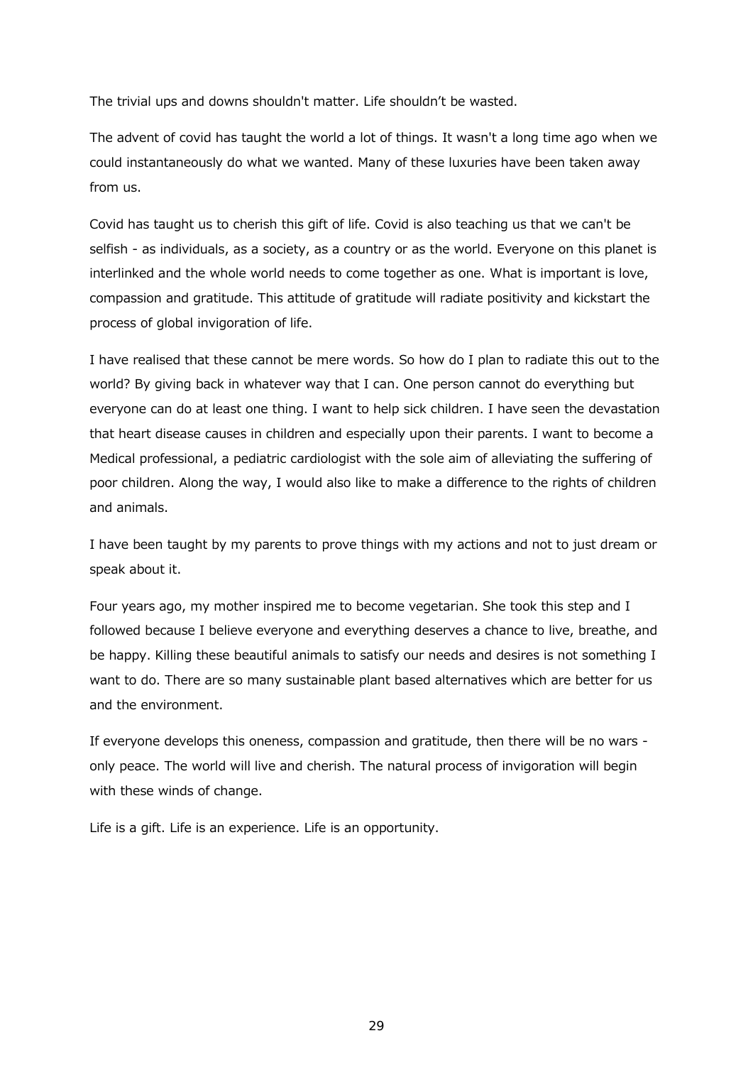The trivial ups and downs shouldn't matter. Life shouldn't be wasted.

The advent of covid has taught the world a lot of things. It wasn't a long time ago when we could instantaneously do what we wanted. Many of these luxuries have been taken away from us.

Covid has taught us to cherish this gift of life. Covid is also teaching us that we can't be selfish - as individuals, as a society, as a country or as the world. Everyone on this planet is interlinked and the whole world needs to come together as one. What is important is love, compassion and gratitude. This attitude of gratitude will radiate positivity and kickstart the process of global invigoration of life.

I have realised that these cannot be mere words. So how do I plan to radiate this out to the world? By giving back in whatever way that I can. One person cannot do everything but everyone can do at least one thing. I want to help sick children. I have seen the devastation that heart disease causes in children and especially upon their parents. I want to become a Medical professional, a pediatric cardiologist with the sole aim of alleviating the suffering of poor children. Along the way, I would also like to make a difference to the rights of children and animals.

I have been taught by my parents to prove things with my actions and not to just dream or speak about it.

Four years ago, my mother inspired me to become vegetarian. She took this step and I followed because I believe everyone and everything deserves a chance to live, breathe, and be happy. Killing these beautiful animals to satisfy our needs and desires is not something I want to do. There are so many sustainable plant based alternatives which are better for us and the environment.

If everyone develops this oneness, compassion and gratitude, then there will be no wars - only peace. The world will live and cherish. The natural process of invigoration will begin with these winds of change.

Life is a gift. Life is an experience. Life is an opportunity.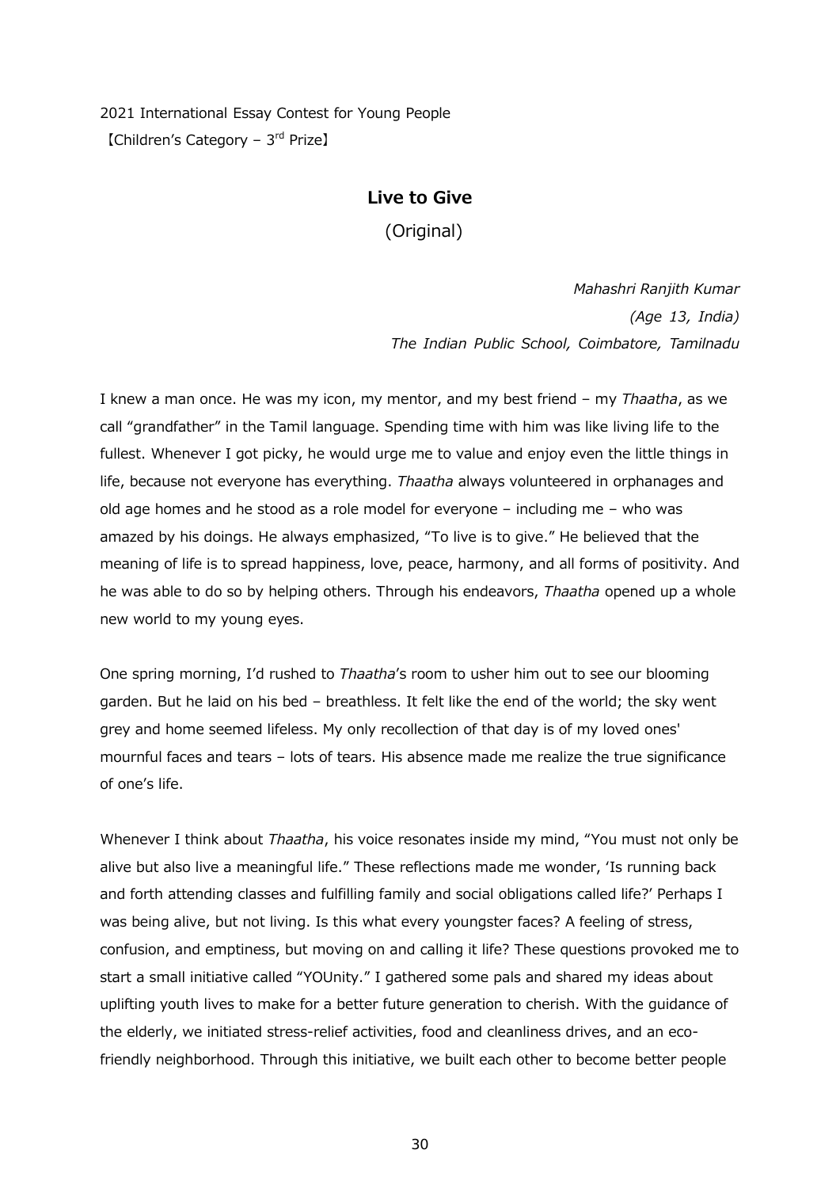2021 International Essay Contest for Young People

【Children's Category – 3rd Prize】

# Live to Give

(Original)

*Mahashri Ranjith Kumar*
*(Age 13, India)*
*The Indian Public School, Coimbatore, Tamilnadu*

I knew a man once. He was my icon, my mentor, and my best friend – my *Thaatha*, as we call "grandfather" in the Tamil language. Spending time with him was like living life to the fullest. Whenever I got picky, he would urge me to value and enjoy even the little things in life, because not everyone has everything. *Thaatha* always volunteered in orphanages and old age homes and he stood as a role model for everyone – including me – who was amazed by his doings. He always emphasized, "To live is to give." He believed that the meaning of life is to spread happiness, love, peace, harmony, and all forms of positivity. And he was able to do so by helping others. Through his endeavors, *Thaatha* opened up a whole new world to my young eyes.

One spring morning, I'd rushed to *Thaatha*'s room to usher him out to see our blooming garden. But he laid on his bed – breathless. It felt like the end of the world; the sky went grey and home seemed lifeless. My only recollection of that day is of my loved ones' mournful faces and tears – lots of tears. His absence made me realize the true significance of one's life.

Whenever I think about *Thaatha*, his voice resonates inside my mind, "You must not only be alive but also live a meaningful life." These reflections made me wonder, 'Is running back and forth attending classes and fulfilling family and social obligations called life?' Perhaps I was being alive, but not living. Is this what every youngster faces? A feeling of stress, confusion, and emptiness, but moving on and calling it life? These questions provoked me to start a small initiative called "YOUnity." I gathered some pals and shared my ideas about uplifting youth lives to make for a better future generation to cherish. With the guidance of the elderly, we initiated stress-relief activities, food and cleanliness drives, and an eco-friendly neighborhood. Through this initiative, we built each other to become better people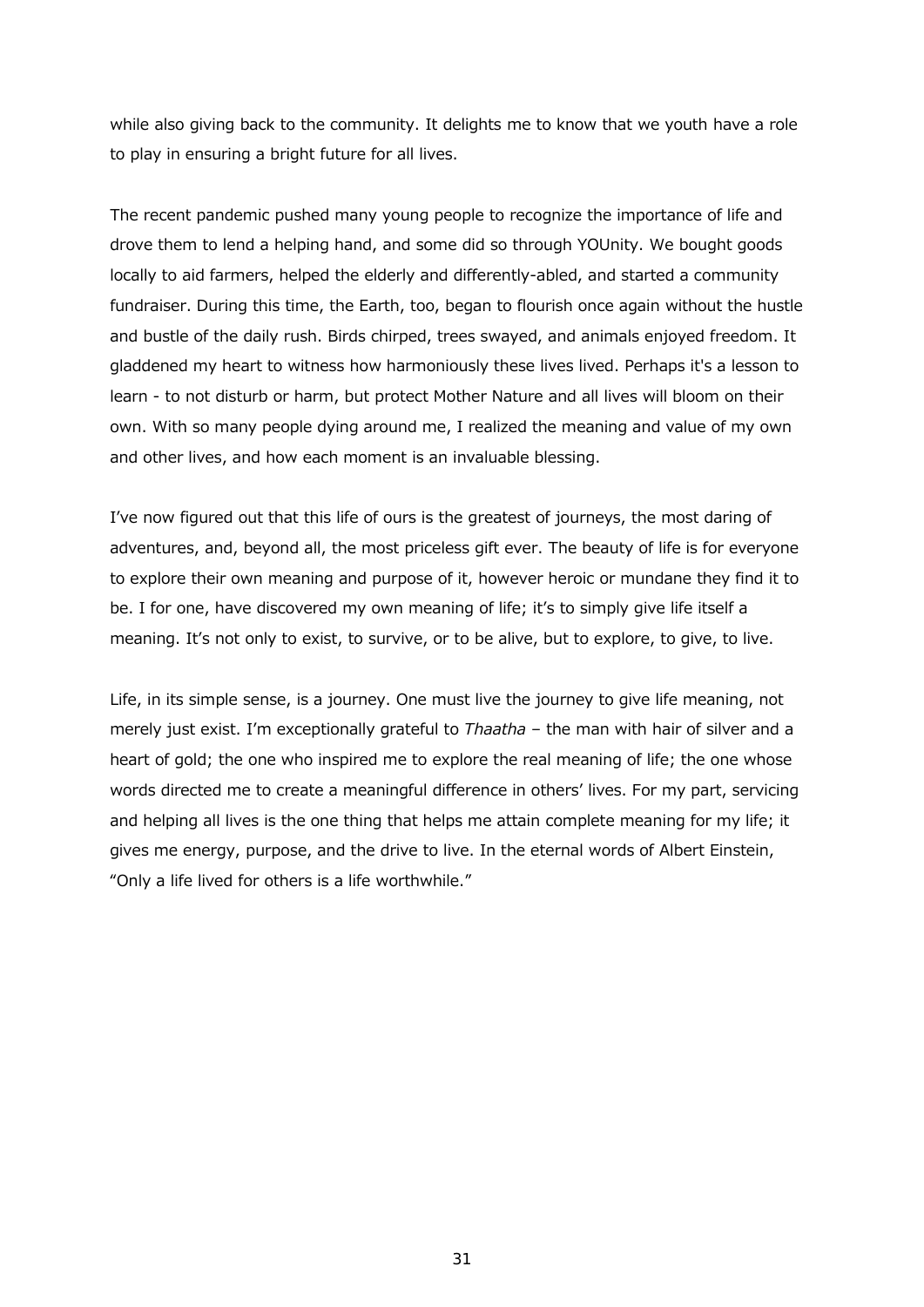while also giving back to the community. It delights me to know that we youth have a role to play in ensuring a bright future for all lives.

The recent pandemic pushed many young people to recognize the importance of life and drove them to lend a helping hand, and some did so through YOUnity. We bought goods locally to aid farmers, helped the elderly and differently-abled, and started a community fundraiser. During this time, the Earth, too, began to flourish once again without the hustle and bustle of the daily rush. Birds chirped, trees swayed, and animals enjoyed freedom. It gladdened my heart to witness how harmoniously these lives lived. Perhaps it's a lesson to learn - to not disturb or harm, but protect Mother Nature and all lives will bloom on their own. With so many people dying around me, I realized the meaning and value of my own and other lives, and how each moment is an invaluable blessing.

I've now figured out that this life of ours is the greatest of journeys, the most daring of adventures, and, beyond all, the most priceless gift ever. The beauty of life is for everyone to explore their own meaning and purpose of it, however heroic or mundane they find it to be. I for one, have discovered my own meaning of life; it's to simply give life itself a meaning. It's not only to exist, to survive, or to be alive, but to explore, to give, to live.

Life, in its simple sense, is a journey. One must live the journey to give life meaning, not merely just exist. I'm exceptionally grateful to *Thaatha* – the man with hair of silver and a heart of gold; the one who inspired me to explore the real meaning of life; the one whose words directed me to create a meaningful difference in others' lives. For my part, servicing and helping all lives is the one thing that helps me attain complete meaning for my life; it gives me energy, purpose, and the drive to live. In the eternal words of Albert Einstein, "Only a life lived for others is a life worthwhile."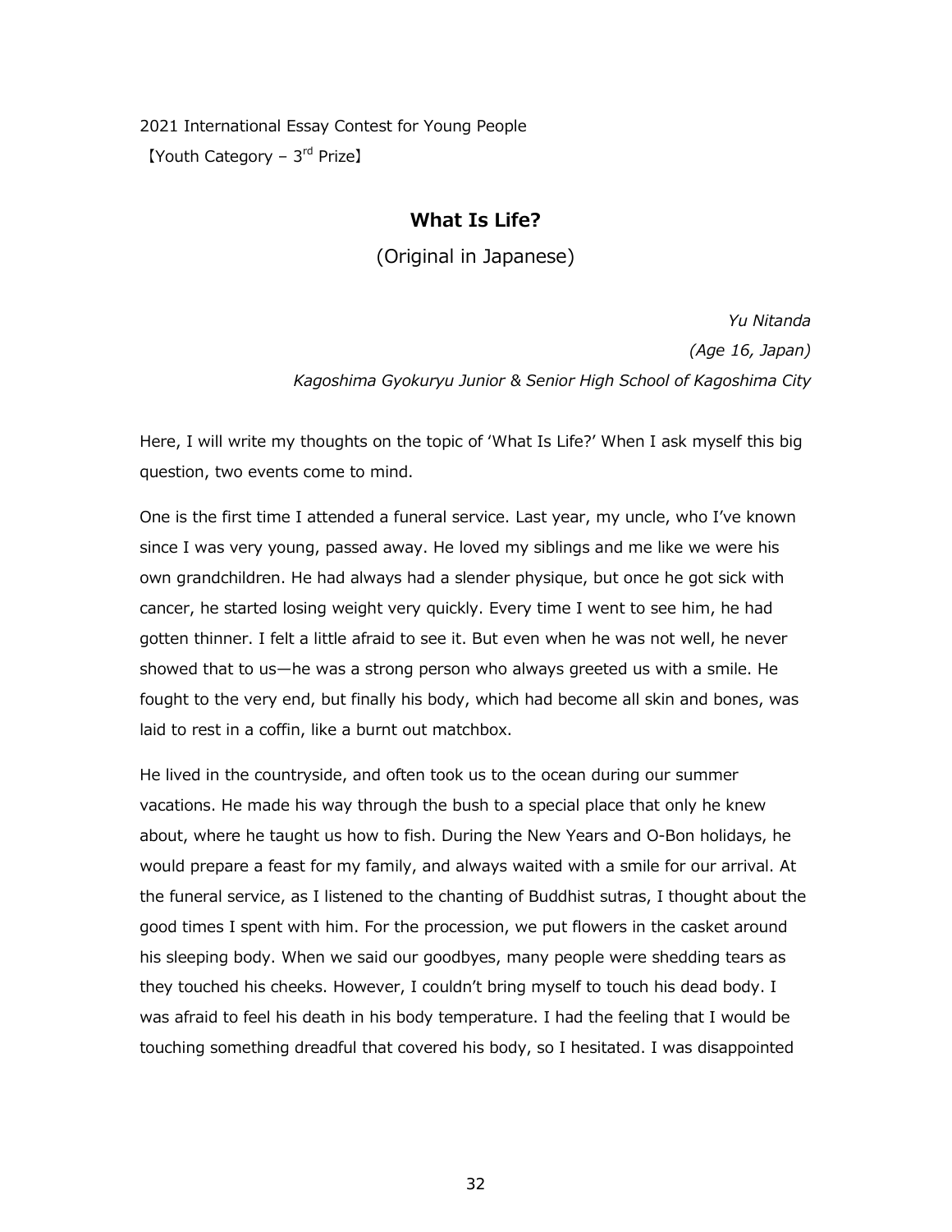2021 International Essay Contest for Young People

【Youth Category – 3rd Prize】

## What Is Life?

(Original in Japanese)

*Yu Nitanda*

*(Age 16, Japan)*

*Kagoshima Gyokuryu Junior & Senior High School of Kagoshima City*

Here, I will write my thoughts on the topic of 'What Is Life?' When I ask myself this big question, two events come to mind.

One is the first time I attended a funeral service. Last year, my uncle, who I've known since I was very young, passed away. He loved my siblings and me like we were his own grandchildren. He had always had a slender physique, but once he got sick with cancer, he started losing weight very quickly. Every time I went to see him, he had gotten thinner. I felt a little afraid to see it. But even when he was not well, he never showed that to us—he was a strong person who always greeted us with a smile. He fought to the very end, but finally his body, which had become all skin and bones, was laid to rest in a coffin, like a burnt out matchbox.

He lived in the countryside, and often took us to the ocean during our summer vacations. He made his way through the bush to a special place that only he knew about, where he taught us how to fish. During the New Years and O-Bon holidays, he would prepare a feast for my family, and always waited with a smile for our arrival. At the funeral service, as I listened to the chanting of Buddhist sutras, I thought about the good times I spent with him. For the procession, we put flowers in the casket around his sleeping body. When we said our goodbyes, many people were shedding tears as they touched his cheeks. However, I couldn't bring myself to touch his dead body. I was afraid to feel his death in his body temperature. I had the feeling that I would be touching something dreadful that covered his body, so I hesitated. I was disappointed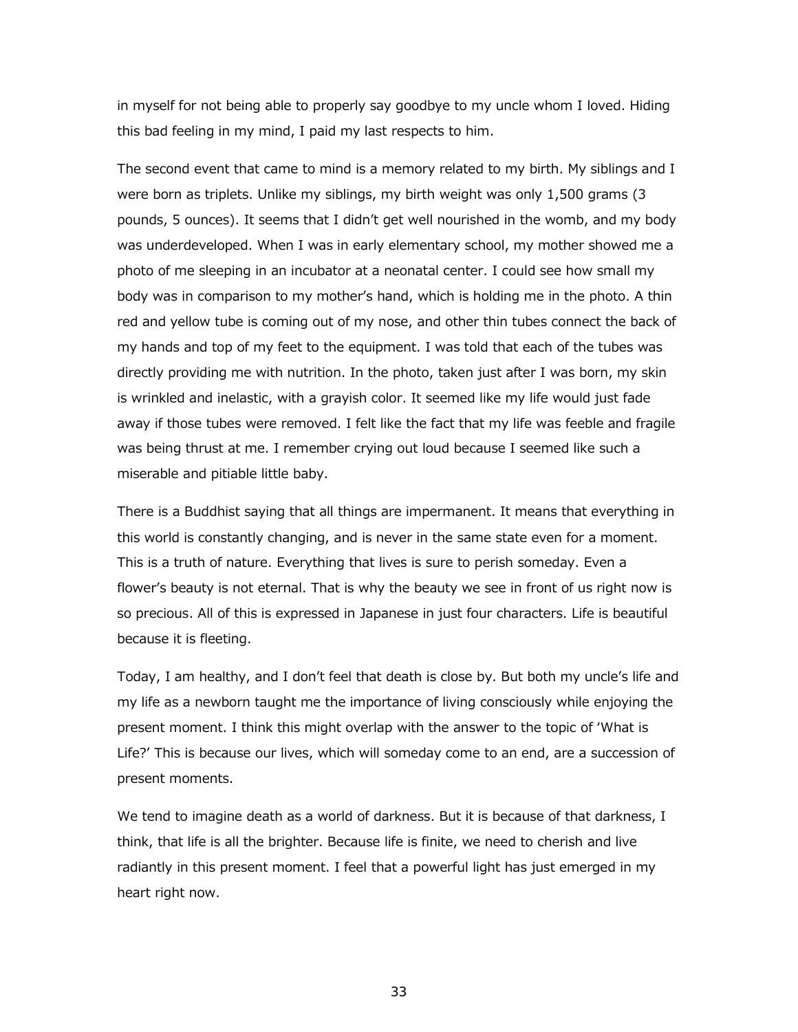in myself for not being able to properly say goodbye to my uncle whom I loved. Hiding this bad feeling in my mind, I paid my last respects to him.

The second event that came to mind is a memory related to my birth. My siblings and I were born as triplets. Unlike my siblings, my birth weight was only 1,500 grams (3 pounds, 5 ounces). It seems that I didn't get well nourished in the womb, and my body was underdeveloped. When I was in early elementary school, my mother showed me a photo of me sleeping in an incubator at a neonatal center. I could see how small my body was in comparison to my mother's hand, which is holding me in the photo. A thin red and yellow tube is coming out of my nose, and other thin tubes connect the back of my hands and top of my feet to the equipment. I was told that each of the tubes was directly providing me with nutrition. In the photo, taken just after I was born, my skin is wrinkled and inelastic, with a grayish color. It seemed like my life would just fade away if those tubes were removed. I felt like the fact that my life was feeble and fragile was being thrust at me. I remember crying out loud because I seemed like such a miserable and pitiable little baby.

There is a Buddhist saying that all things are impermanent. It means that everything in this world is constantly changing, and is never in the same state even for a moment. This is a truth of nature. Everything that lives is sure to perish someday. Even a flower's beauty is not eternal. That is why the beauty we see in front of us right now is so precious. All of this is expressed in Japanese in just four characters. Life is beautiful because it is fleeting.

Today, I am healthy, and I don't feel that death is close by. But both my uncle's life and my life as a newborn taught me the importance of living consciously while enjoying the present moment. I think this might overlap with the answer to the topic of 'What is Life?' This is because our lives, which will someday come to an end, are a succession of present moments.

We tend to imagine death as a world of darkness. But it is because of that darkness, I think, that life is all the brighter. Because life is finite, we need to cherish and live radiantly in this present moment. I feel that a powerful light has just emerged in my heart right now.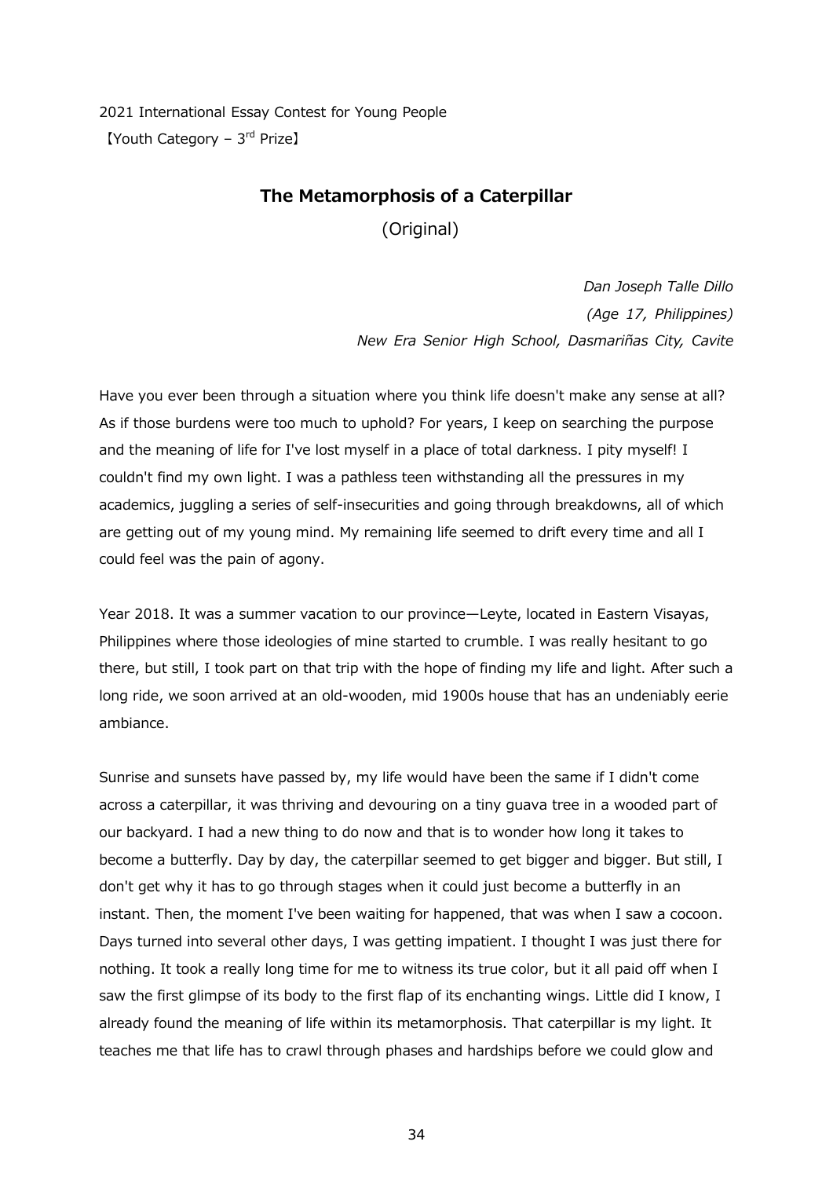2021 International Essay Contest for Young People
【Youth Category – 3rd Prize】

## The Metamorphosis of a Caterpillar

(Original)

*Dan Joseph Talle Dillo*
*(Age 17, Philippines)*
*New Era Senior High School, Dasmariñas City, Cavite*

Have you ever been through a situation where you think life doesn't make any sense at all? As if those burdens were too much to uphold? For years, I keep on searching the purpose and the meaning of life for I've lost myself in a place of total darkness. I pity myself! I couldn't find my own light. I was a pathless teen withstanding all the pressures in my academics, juggling a series of self-insecurities and going through breakdowns, all of which are getting out of my young mind. My remaining life seemed to drift every time and all I could feel was the pain of agony.

Year 2018. It was a summer vacation to our province—Leyte, located in Eastern Visayas, Philippines where those ideologies of mine started to crumble. I was really hesitant to go there, but still, I took part on that trip with the hope of finding my life and light. After such a long ride, we soon arrived at an old-wooden, mid 1900s house that has an undeniably eerie ambiance.

Sunrise and sunsets have passed by, my life would have been the same if I didn't come across a caterpillar, it was thriving and devouring on a tiny guava tree in a wooded part of our backyard. I had a new thing to do now and that is to wonder how long it takes to become a butterfly. Day by day, the caterpillar seemed to get bigger and bigger. But still, I don't get why it has to go through stages when it could just become a butterfly in an instant. Then, the moment I've been waiting for happened, that was when I saw a cocoon. Days turned into several other days, I was getting impatient. I thought I was just there for nothing. It took a really long time for me to witness its true color, but it all paid off when I saw the first glimpse of its body to the first flap of its enchanting wings. Little did I know, I already found the meaning of life within its metamorphosis. That caterpillar is my light. It teaches me that life has to crawl through phases and hardships before we could glow and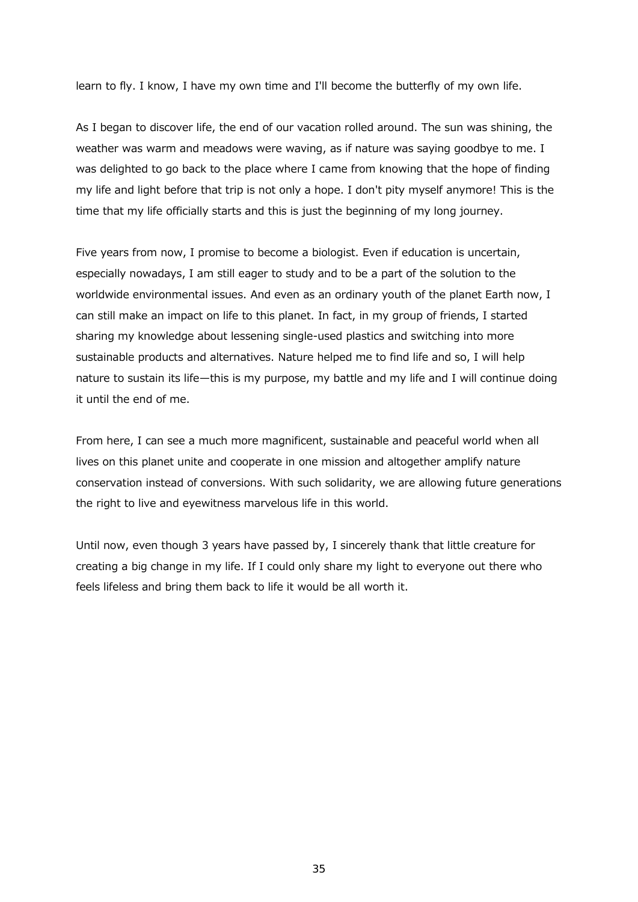learn to fly. I know, I have my own time and I'll become the butterfly of my own life.

As I began to discover life, the end of our vacation rolled around. The sun was shining, the weather was warm and meadows were waving, as if nature was saying goodbye to me. I was delighted to go back to the place where I came from knowing that the hope of finding my life and light before that trip is not only a hope. I don't pity myself anymore! This is the time that my life officially starts and this is just the beginning of my long journey.

Five years from now, I promise to become a biologist. Even if education is uncertain, especially nowadays, I am still eager to study and to be a part of the solution to the worldwide environmental issues. And even as an ordinary youth of the planet Earth now, I can still make an impact on life to this planet. In fact, in my group of friends, I started sharing my knowledge about lessening single-used plastics and switching into more sustainable products and alternatives. Nature helped me to find life and so, I will help nature to sustain its life—this is my purpose, my battle and my life and I will continue doing it until the end of me.

From here, I can see a much more magnificent, sustainable and peaceful world when all lives on this planet unite and cooperate in one mission and altogether amplify nature conservation instead of conversions. With such solidarity, we are allowing future generations the right to live and eyewitness marvelous life in this world.

Until now, even though 3 years have passed by, I sincerely thank that little creature for creating a big change in my life. If I could only share my light to everyone out there who feels lifeless and bring them back to life it would be all worth it.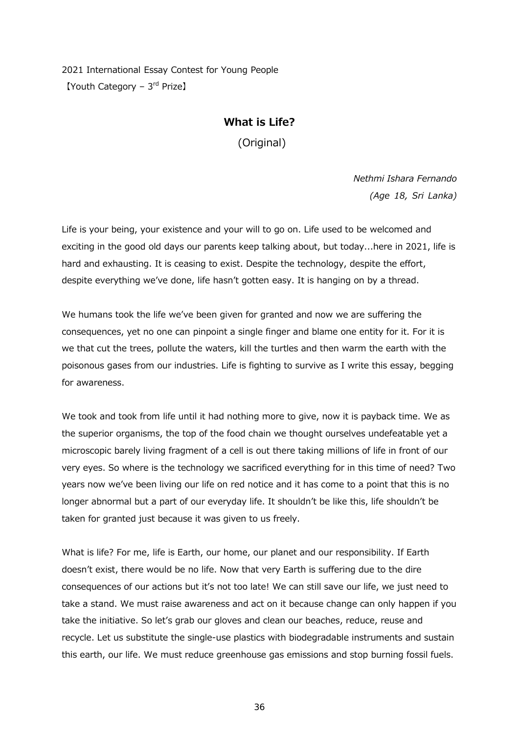2021 International Essay Contest for Young People

【Youth Category – 3rd Prize】

## What is Life?

(Original)

*Nethmi Ishara Fernando*

*(Age 18, Sri Lanka)*

Life is your being, your existence and your will to go on. Life used to be welcomed and exciting in the good old days our parents keep talking about, but today...here in 2021, life is hard and exhausting. It is ceasing to exist. Despite the technology, despite the effort, despite everything we've done, life hasn't gotten easy. It is hanging on by a thread.

We humans took the life we've been given for granted and now we are suffering the consequences, yet no one can pinpoint a single finger and blame one entity for it. For it is we that cut the trees, pollute the waters, kill the turtles and then warm the earth with the poisonous gases from our industries. Life is fighting to survive as I write this essay, begging for awareness.

We took and took from life until it had nothing more to give, now it is payback time. We as the superior organisms, the top of the food chain we thought ourselves undefeatable yet a microscopic barely living fragment of a cell is out there taking millions of life in front of our very eyes. So where is the technology we sacrificed everything for in this time of need? Two years now we've been living our life on red notice and it has come to a point that this is no longer abnormal but a part of our everyday life. It shouldn't be like this, life shouldn't be taken for granted just because it was given to us freely.

What is life? For me, life is Earth, our home, our planet and our responsibility. If Earth doesn't exist, there would be no life. Now that very Earth is suffering due to the dire consequences of our actions but it's not too late! We can still save our life, we just need to take a stand. We must raise awareness and act on it because change can only happen if you take the initiative. So let's grab our gloves and clean our beaches, reduce, reuse and recycle. Let us substitute the single-use plastics with biodegradable instruments and sustain this earth, our life. We must reduce greenhouse gas emissions and stop burning fossil fuels.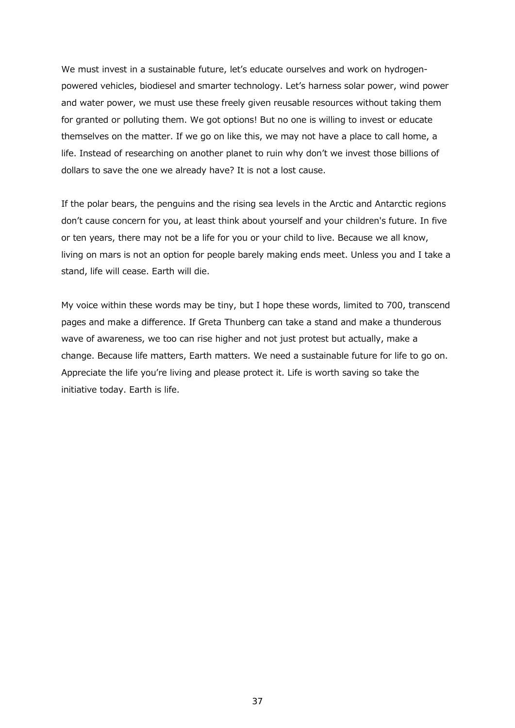We must invest in a sustainable future, let's educate ourselves and work on hydrogen-powered vehicles, biodiesel and smarter technology. Let's harness solar power, wind power and water power, we must use these freely given reusable resources without taking them for granted or polluting them. We got options! But no one is willing to invest or educate themselves on the matter. If we go on like this, we may not have a place to call home, a life. Instead of researching on another planet to ruin why don't we invest those billions of dollars to save the one we already have? It is not a lost cause.

If the polar bears, the penguins and the rising sea levels in the Arctic and Antarctic regions don't cause concern for you, at least think about yourself and your children's future. In five or ten years, there may not be a life for you or your child to live. Because we all know, living on mars is not an option for people barely making ends meet. Unless you and I take a stand, life will cease. Earth will die.

My voice within these words may be tiny, but I hope these words, limited to 700, transcend pages and make a difference. If Greta Thunberg can take a stand and make a thunderous wave of awareness, we too can rise higher and not just protest but actually, make a change. Because life matters, Earth matters. We need a sustainable future for life to go on. Appreciate the life you're living and please protect it. Life is worth saving so take the initiative today. Earth is life.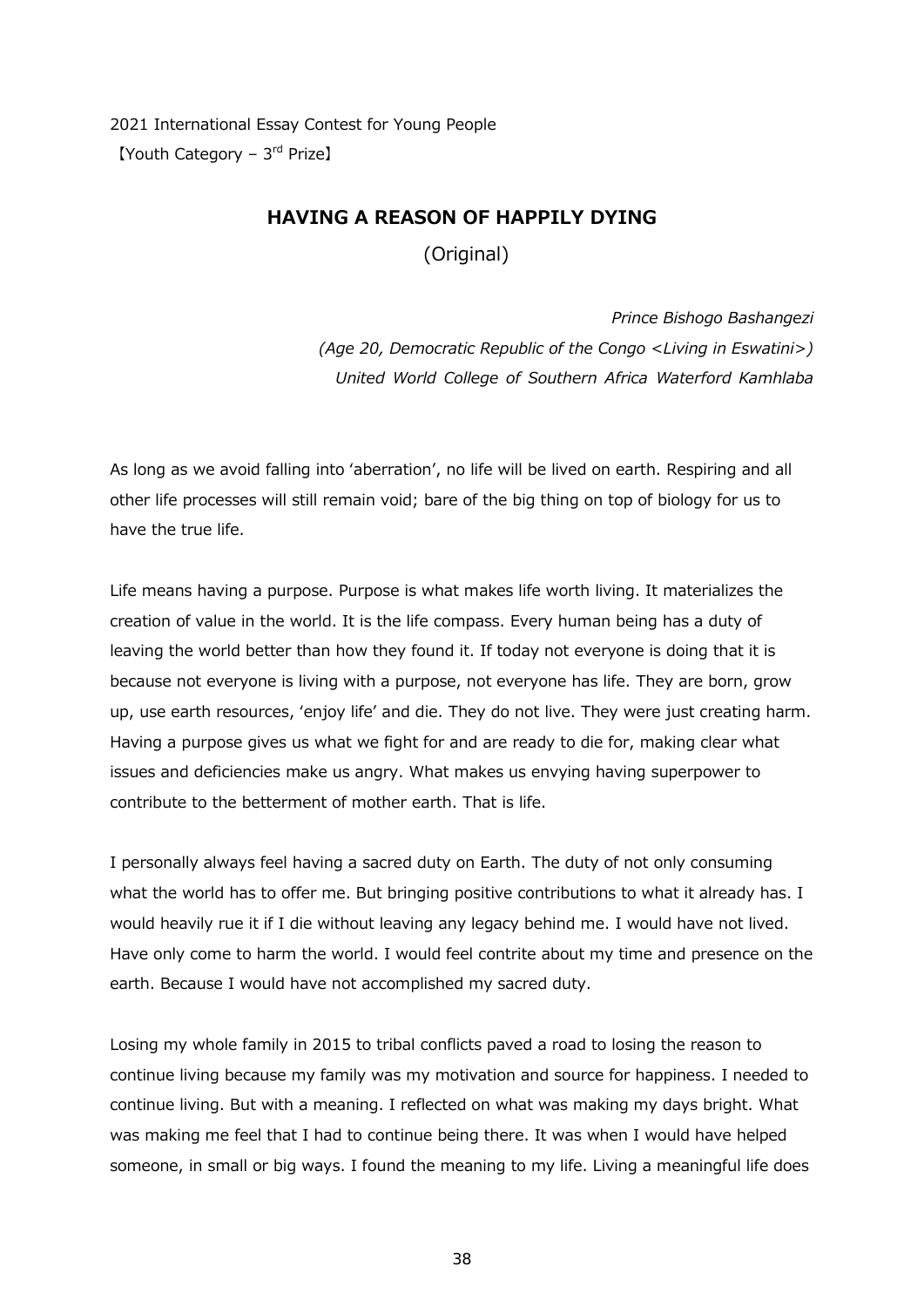2021 International Essay Contest for Young People
【Youth Category – 3rd Prize】

# HAVING A REASON OF HAPPILY DYING

(Original)

*Prince Bishogo Bashangezi*
*(Age 20, Democratic Republic of the Congo <Living in Eswatini>)*
*United World College of Southern Africa Waterford Kamhlaba*

As long as we avoid falling into 'aberration', no life will be lived on earth. Respiring and all other life processes will still remain void; bare of the big thing on top of biology for us to have the true life.

Life means having a purpose. Purpose is what makes life worth living. It materializes the creation of value in the world. It is the life compass. Every human being has a duty of leaving the world better than how they found it. If today not everyone is doing that it is because not everyone is living with a purpose, not everyone has life. They are born, grow up, use earth resources, 'enjoy life' and die. They do not live. They were just creating harm. Having a purpose gives us what we fight for and are ready to die for, making clear what issues and deficiencies make us angry. What makes us envying having superpower to contribute to the betterment of mother earth. That is life.

I personally always feel having a sacred duty on Earth. The duty of not only consuming what the world has to offer me. But bringing positive contributions to what it already has. I would heavily rue it if I die without leaving any legacy behind me. I would have not lived. Have only come to harm the world. I would feel contrite about my time and presence on the earth. Because I would have not accomplished my sacred duty.

Losing my whole family in 2015 to tribal conflicts paved a road to losing the reason to continue living because my family was my motivation and source for happiness. I needed to continue living. But with a meaning. I reflected on what was making my days bright. What was making me feel that I had to continue being there. It was when I would have helped someone, in small or big ways. I found the meaning to my life. Living a meaningful life does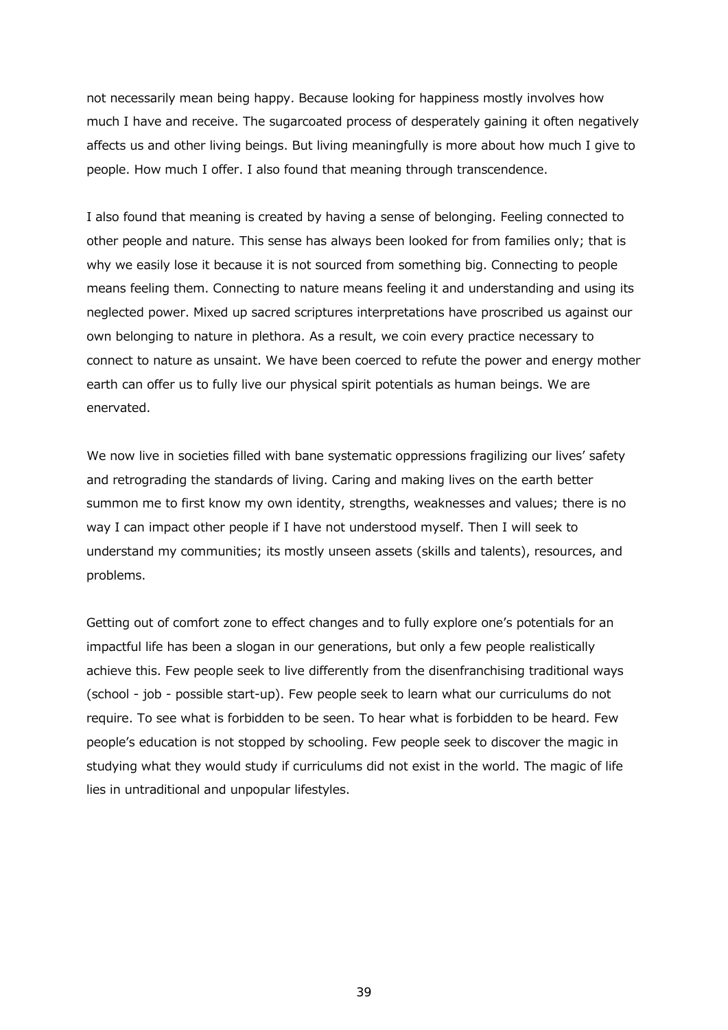not necessarily mean being happy. Because looking for happiness mostly involves how much I have and receive. The sugarcoated process of desperately gaining it often negatively affects us and other living beings. But living meaningfully is more about how much I give to people. How much I offer. I also found that meaning through transcendence.

I also found that meaning is created by having a sense of belonging. Feeling connected to other people and nature. This sense has always been looked for from families only; that is why we easily lose it because it is not sourced from something big. Connecting to people means feeling them. Connecting to nature means feeling it and understanding and using its neglected power. Mixed up sacred scriptures interpretations have proscribed us against our own belonging to nature in plethora. As a result, we coin every practice necessary to connect to nature as unsaint. We have been coerced to refute the power and energy mother earth can offer us to fully live our physical spirit potentials as human beings. We are enervated.

We now live in societies filled with bane systematic oppressions fragilizing our lives' safety and retrograding the standards of living. Caring and making lives on the earth better summon me to first know my own identity, strengths, weaknesses and values; there is no way I can impact other people if I have not understood myself. Then I will seek to understand my communities; its mostly unseen assets (skills and talents), resources, and problems.

Getting out of comfort zone to effect changes and to fully explore one's potentials for an impactful life has been a slogan in our generations, but only a few people realistically achieve this. Few people seek to live differently from the disenfranchising traditional ways (school - job - possible start-up). Few people seek to learn what our curriculums do not require. To see what is forbidden to be seen. To hear what is forbidden to be heard. Few people's education is not stopped by schooling. Few people seek to discover the magic in studying what they would study if curriculums did not exist in the world. The magic of life lies in untraditional and unpopular lifestyles.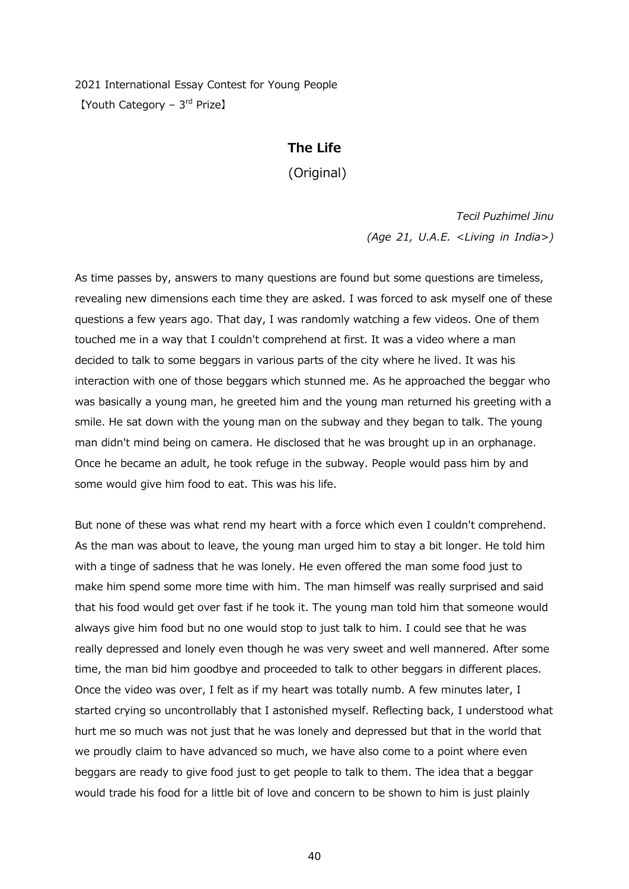2021 International Essay Contest for Young People
【Youth Category – 3rd Prize】

## The Life

(Original)

*Tecil Puzhimel Jinu*
*(Age 21, U.A.E. <Living in India>)*

As time passes by, answers to many questions are found but some questions are timeless, revealing new dimensions each time they are asked. I was forced to ask myself one of these questions a few years ago. That day, I was randomly watching a few videos. One of them touched me in a way that I couldn't comprehend at first. It was a video where a man decided to talk to some beggars in various parts of the city where he lived. It was his interaction with one of those beggars which stunned me. As he approached the beggar who was basically a young man, he greeted him and the young man returned his greeting with a smile. He sat down with the young man on the subway and they began to talk. The young man didn't mind being on camera. He disclosed that he was brought up in an orphanage. Once he became an adult, he took refuge in the subway. People would pass him by and some would give him food to eat. This was his life.

But none of these was what rend my heart with a force which even I couldn't comprehend. As the man was about to leave, the young man urged him to stay a bit longer. He told him with a tinge of sadness that he was lonely. He even offered the man some food just to make him spend some more time with him. The man himself was really surprised and said that his food would get over fast if he took it. The young man told him that someone would always give him food but no one would stop to just talk to him. I could see that he was really depressed and lonely even though he was very sweet and well mannered. After some time, the man bid him goodbye and proceeded to talk to other beggars in different places. Once the video was over, I felt as if my heart was totally numb. A few minutes later, I started crying so uncontrollably that I astonished myself. Reflecting back, I understood what hurt me so much was not just that he was lonely and depressed but that in the world that we proudly claim to have advanced so much, we have also come to a point where even beggars are ready to give food just to get people to talk to them. The idea that a beggar would trade his food for a little bit of love and concern to be shown to him is just plainly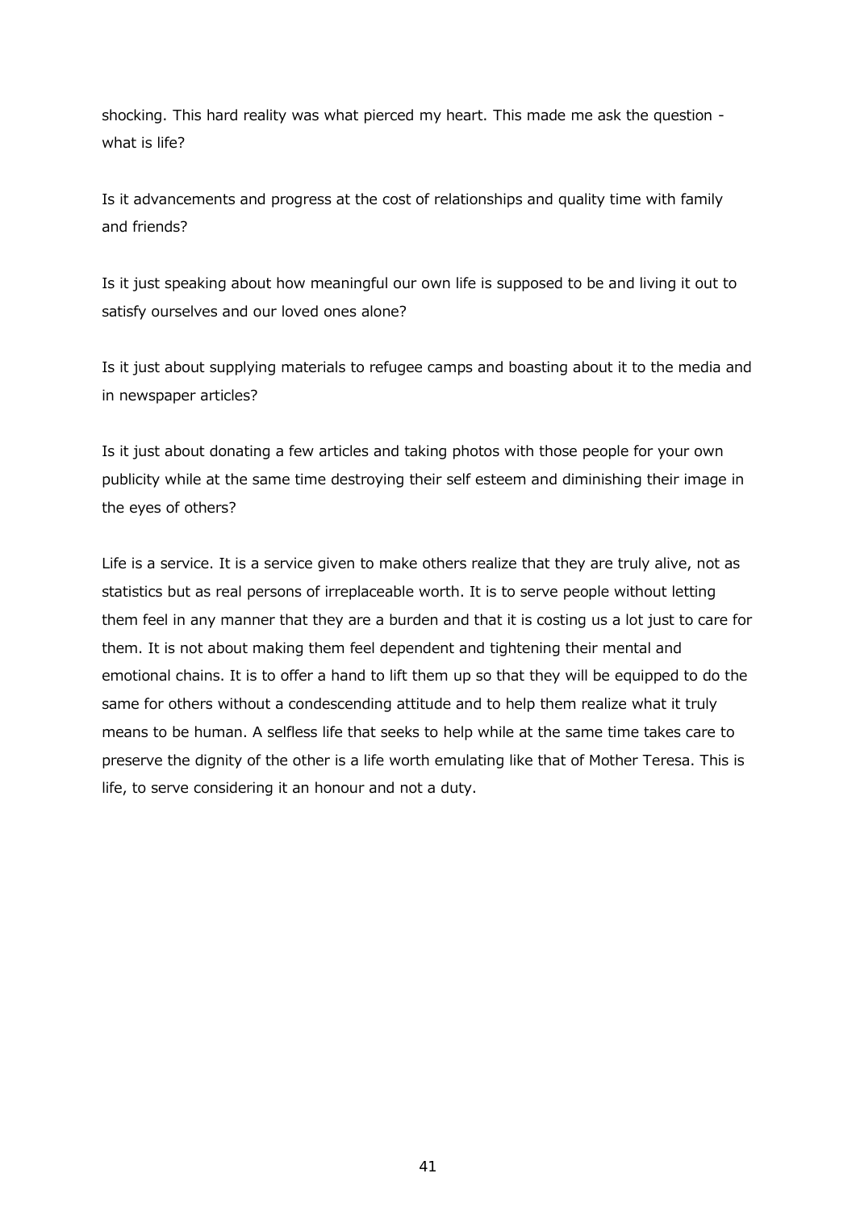shocking. This hard reality was what pierced my heart. This made me ask the question - what is life?

Is it advancements and progress at the cost of relationships and quality time with family and friends?

Is it just speaking about how meaningful our own life is supposed to be and living it out to satisfy ourselves and our loved ones alone?

Is it just about supplying materials to refugee camps and boasting about it to the media and in newspaper articles?

Is it just about donating a few articles and taking photos with those people for your own publicity while at the same time destroying their self esteem and diminishing their image in the eyes of others?

Life is a service. It is a service given to make others realize that they are truly alive, not as statistics but as real persons of irreplaceable worth. It is to serve people without letting them feel in any manner that they are a burden and that it is costing us a lot just to care for them. It is not about making them feel dependent and tightening their mental and emotional chains. It is to offer a hand to lift them up so that they will be equipped to do the same for others without a condescending attitude and to help them realize what it truly means to be human. A selfless life that seeks to help while at the same time takes care to preserve the dignity of the other is a life worth emulating like that of Mother Teresa. This is life, to serve considering it an honour and not a duty.